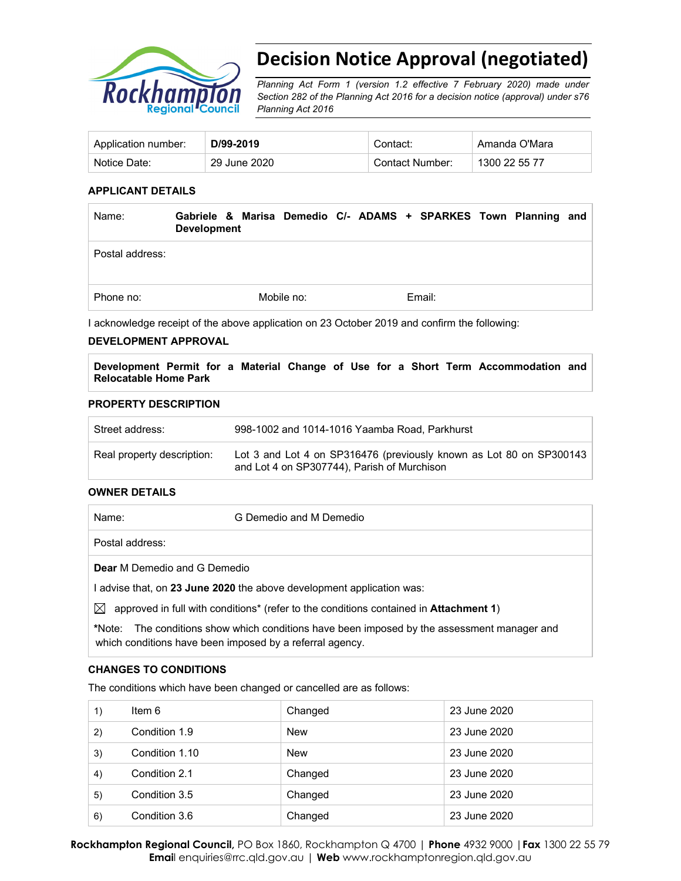# Decision Notice Approval (negotiated)

*Planning Act Form 1 (version 1.2 effective 7 February 2020) made under Section 282 of the Planning Act 2016 for a decision notice (approval) under s76 Planning Act 2016*

| Application number: | **D/99-2019** | Contact: | Amanda O'Mara |
|---|---|---|---|
| Notice Date: | 29 June 2020 | Contact Number: | 1300 22 55 77 |

### APPLICANT DETAILS

| Name: | **Gabriele & Marisa Demedio C/- ADAMS + SPARKES Town Planning and Development** | |
|---|---|---|
| Postal address: | | |
| Phone no: | Mobile no: | Email: |

I acknowledge receipt of the above application on 23 October 2019 and confirm the following:

### DEVELOPMENT APPROVAL

**Development Permit for a Material Change of Use for a Short Term Accommodation and Relocatable Home Park**

### PROPERTY DESCRIPTION

| Street address: | 998-1002 and 1014-1016 Yaamba Road, Parkhurst |
|---|---|
| Real property description: | Lot 3 and Lot 4 on SP316476 (previously known as Lot 80 on SP300143 and Lot 4 on SP307744), Parish of Murchison |

### OWNER DETAILS

| Name: | G Demedio and M Demedio |
|---|---|
| Postal address: | |

**Dear** M Demedio and G Demedio

I advise that, on **23 June 2020** the above development application was:

☒ approved in full with conditions* (refer to the conditions contained in **Attachment 1**)

*Note: The conditions show which conditions have been imposed by the assessment manager and which conditions have been imposed by a referral agency.

### CHANGES TO CONDITIONS

The conditions which have been changed or cancelled are as follows:

| | | | |
|---|---|---|---|
| 1) | Item 6 | Changed | 23 June 2020 |
| 2) | Condition 1.9 | New | 23 June 2020 |
| 3) | Condition 1.10 | New | 23 June 2020 |
| 4) | Condition 2.1 | Changed | 23 June 2020 |
| 5) | Condition 3.5 | Changed | 23 June 2020 |
| 6) | Condition 3.6 | Changed | 23 June 2020 |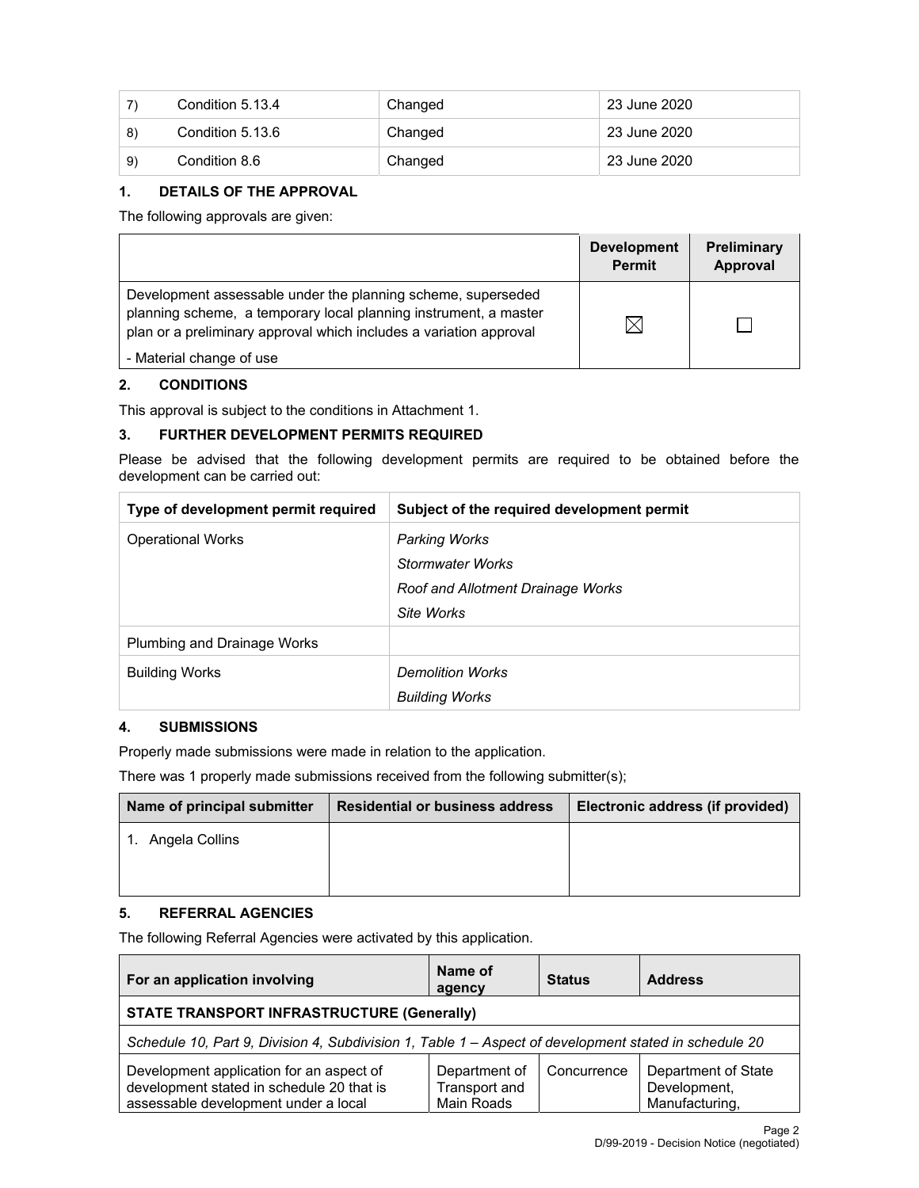| 7) | Condition 5.13.4 | Changed | 23 June 2020 |
|---|---|---|---|
| 8) | Condition 5.13.6 | Changed | 23 June 2020 |
| 9) | Condition 8.6 | Changed | 23 June 2020 |

## 1. DETAILS OF THE APPROVAL

The following approvals are given:

| | Development Permit | Preliminary Approval |
|---|---|---|
| Development assessable under the planning scheme, superseded planning scheme, a temporary local planning instrument, a master plan or a preliminary approval which includes a variation approval<br>- Material change of use | ☒ | ☐ |

## 2. CONDITIONS

This approval is subject to the conditions in Attachment 1.

## 3. FURTHER DEVELOPMENT PERMITS REQUIRED

Please be advised that the following development permits are required to be obtained before the development can be carried out:

| Type of development permit required | Subject of the required development permit |
|---|---|
| Operational Works | *Parking Works*<br>*Stormwater Works*<br>*Roof and Allotment Drainage Works*<br>*Site Works* |
| Plumbing and Drainage Works | |
| Building Works | *Demolition Works*<br>*Building Works* |

## 4. SUBMISSIONS

Properly made submissions were made in relation to the application.

There was 1 properly made submissions received from the following submitter(s);

| Name of principal submitter | Residential or business address | Electronic address (if provided) |
|---|---|---|
| 1. Angela Collins | | |

## 5. REFERRAL AGENCIES

The following Referral Agencies were activated by this application.

| For an application involving | Name of agency | Status | Address |
|---|---|---|---|
| **STATE TRANSPORT INFRASTRUCTURE (Generally)** | | | |
| *Schedule 10, Part 9, Division 4, Subdivision 1, Table 1 – Aspect of development stated in schedule 20* | | | |
| Development application for an aspect of development stated in schedule 20 that is assessable development under a local | Department of Transport and Main Roads | Concurrence | Department of State Development, Manufacturing, |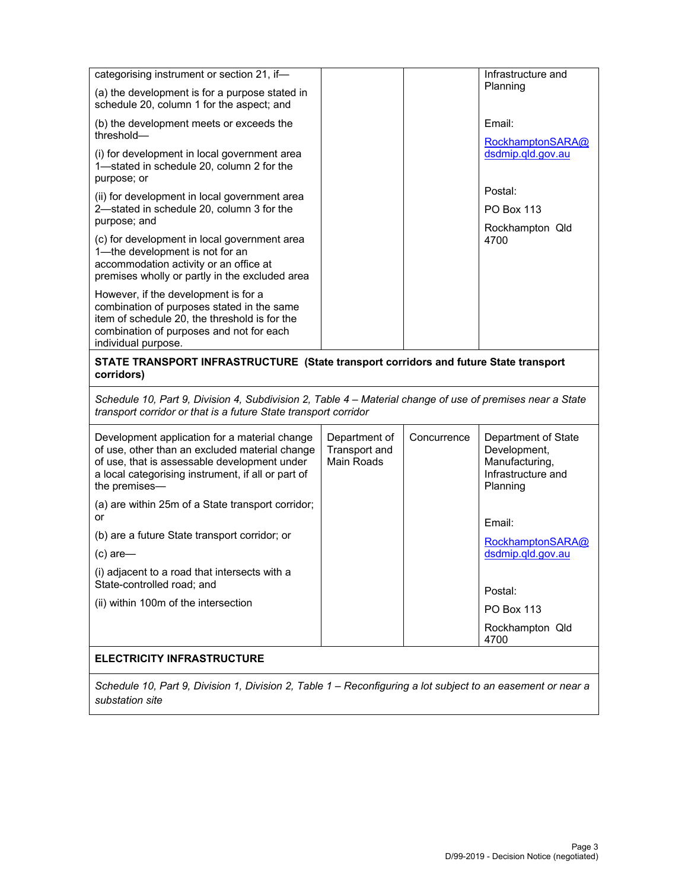| | | | |
|---|---|---|---|
| categorising instrument or section 21, if—<br><br>(a) the development is for a purpose stated in schedule 20, column 1 for the aspect; and<br><br>(b) the development meets or exceeds the threshold—<br><br>(i) for development in local government area 1—stated in schedule 20, column 2 for the purpose; or<br><br>(ii) for development in local government area 2—stated in schedule 20, column 3 for the purpose; and<br><br>(c) for development in local government area 1—the development is not for an accommodation activity or an office at premises wholly or partly in the excluded area<br><br>However, if the development is for a combination of purposes stated in the same item of schedule 20, the threshold is for the combination of purposes and not for each individual purpose. | | | Infrastructure and Planning<br><br>Email:<br>RockhamptonSARA@dsdmip.qld.gov.au<br><br>Postal:<br>PO Box 113<br>Rockhampton Qld 4700 |
| **STATE TRANSPORT INFRASTRUCTURE (State transport corridors and future State transport corridors)** | | | |
| *Schedule 10, Part 9, Division 4, Subdivision 2, Table 4 – Material change of use of premises near a State transport corridor or that is a future State transport corridor* | | | |
| Development application for a material change of use, other than an excluded material change of use, that is assessable development under a local categorising instrument, if all or part of the premises—<br><br>(a) are within 25m of a State transport corridor; or<br><br>(b) are a future State transport corridor; or<br><br>(c) are—<br><br>(i) adjacent to a road that intersects with a State-controlled road; and<br><br>(ii) within 100m of the intersection | Department of Transport and Main Roads | Concurrence | Department of State Development, Manufacturing, Infrastructure and Planning<br><br>Email:<br>RockhamptonSARA@dsdmip.qld.gov.au<br><br>Postal:<br>PO Box 113<br>Rockhampton Qld 4700 |
| **ELECTRICITY INFRASTRUCTURE** | | | |
| *Schedule 10, Part 9, Division 1, Division 2, Table 1 – Reconfiguring a lot subject to an easement or near a substation site* | | | |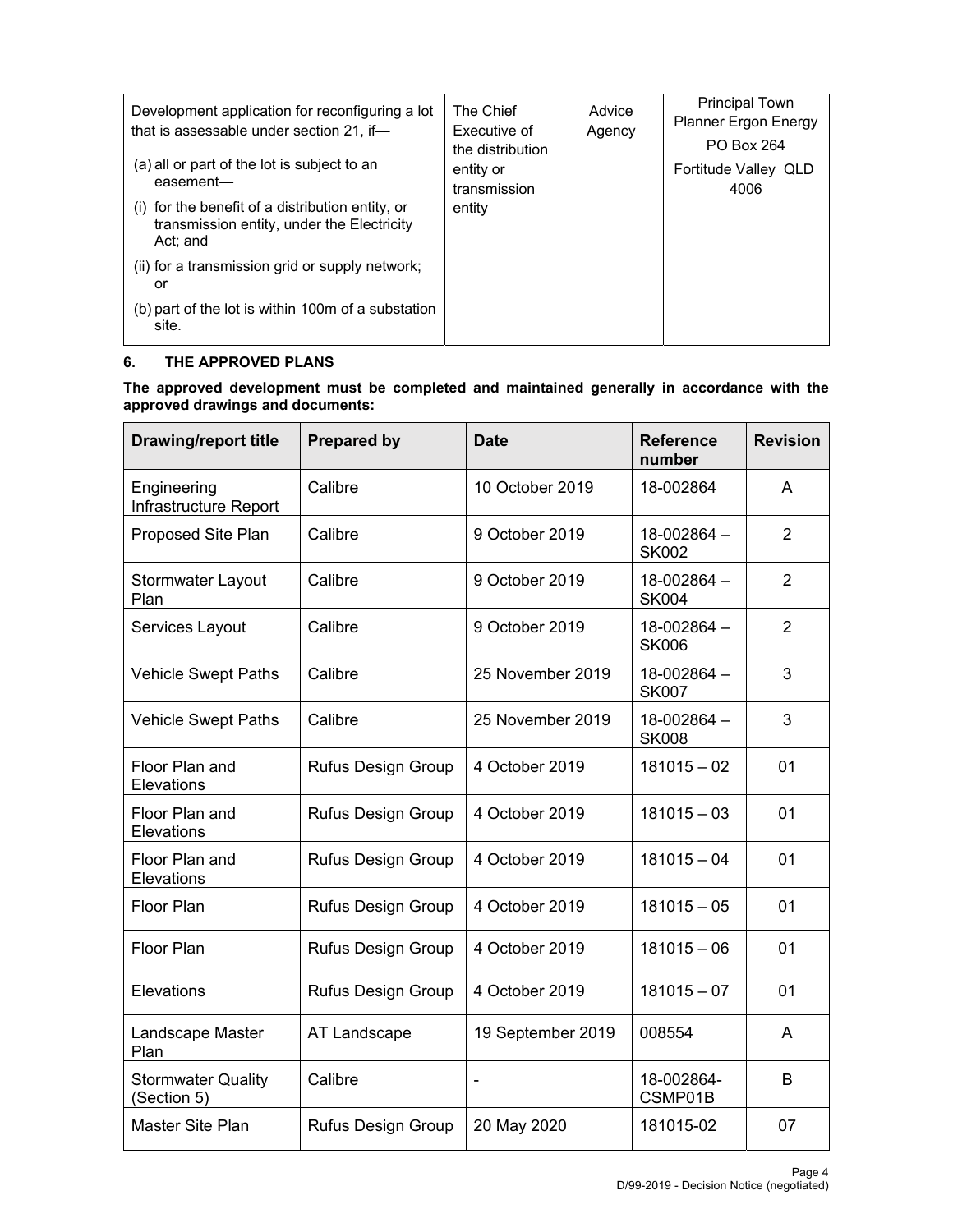| Development application for reconfiguring a lot that is assessable under section 21, if—<br>(a) all or part of the lot is subject to an easement—<br>(i) for the benefit of a distribution entity, or transmission entity, under the Electricity Act; and<br>(ii) for a transmission grid or supply network; or<br>(b) part of the lot is within 100m of a substation site. | The Chief Executive of the distribution entity or transmission entity | Advice Agency | Principal Town Planner Ergon Energy<br>PO Box 264<br>Fortitude Valley QLD 4006 |
|---|---|---|---|

## 6. THE APPROVED PLANS

**The approved development must be completed and maintained generally in accordance with the approved drawings and documents:**

| Drawing/report title | Prepared by | Date | Reference number | Revision |
|---|---|---|---|---|
| Engineering Infrastructure Report | Calibre | 10 October 2019 | 18-002864 | A |
| Proposed Site Plan | Calibre | 9 October 2019 | 18-002864 – SK002 | 2 |
| Stormwater Layout Plan | Calibre | 9 October 2019 | 18-002864 – SK004 | 2 |
| Services Layout | Calibre | 9 October 2019 | 18-002864 – SK006 | 2 |
| Vehicle Swept Paths | Calibre | 25 November 2019 | 18-002864 – SK007 | 3 |
| Vehicle Swept Paths | Calibre | 25 November 2019 | 18-002864 – SK008 | 3 |
| Floor Plan and Elevations | Rufus Design Group | 4 October 2019 | 181015 – 02 | 01 |
| Floor Plan and Elevations | Rufus Design Group | 4 October 2019 | 181015 – 03 | 01 |
| Floor Plan and Elevations | Rufus Design Group | 4 October 2019 | 181015 – 04 | 01 |
| Floor Plan | Rufus Design Group | 4 October 2019 | 181015 – 05 | 01 |
| Floor Plan | Rufus Design Group | 4 October 2019 | 181015 – 06 | 01 |
| Elevations | Rufus Design Group | 4 October 2019 | 181015 – 07 | 01 |
| Landscape Master Plan | AT Landscape | 19 September 2019 | 008554 | A |
| Stormwater Quality (Section 5) | Calibre | - | 18-002864-CSMP01B | B |
| Master Site Plan | Rufus Design Group | 20 May 2020 | 181015-02 | 07 |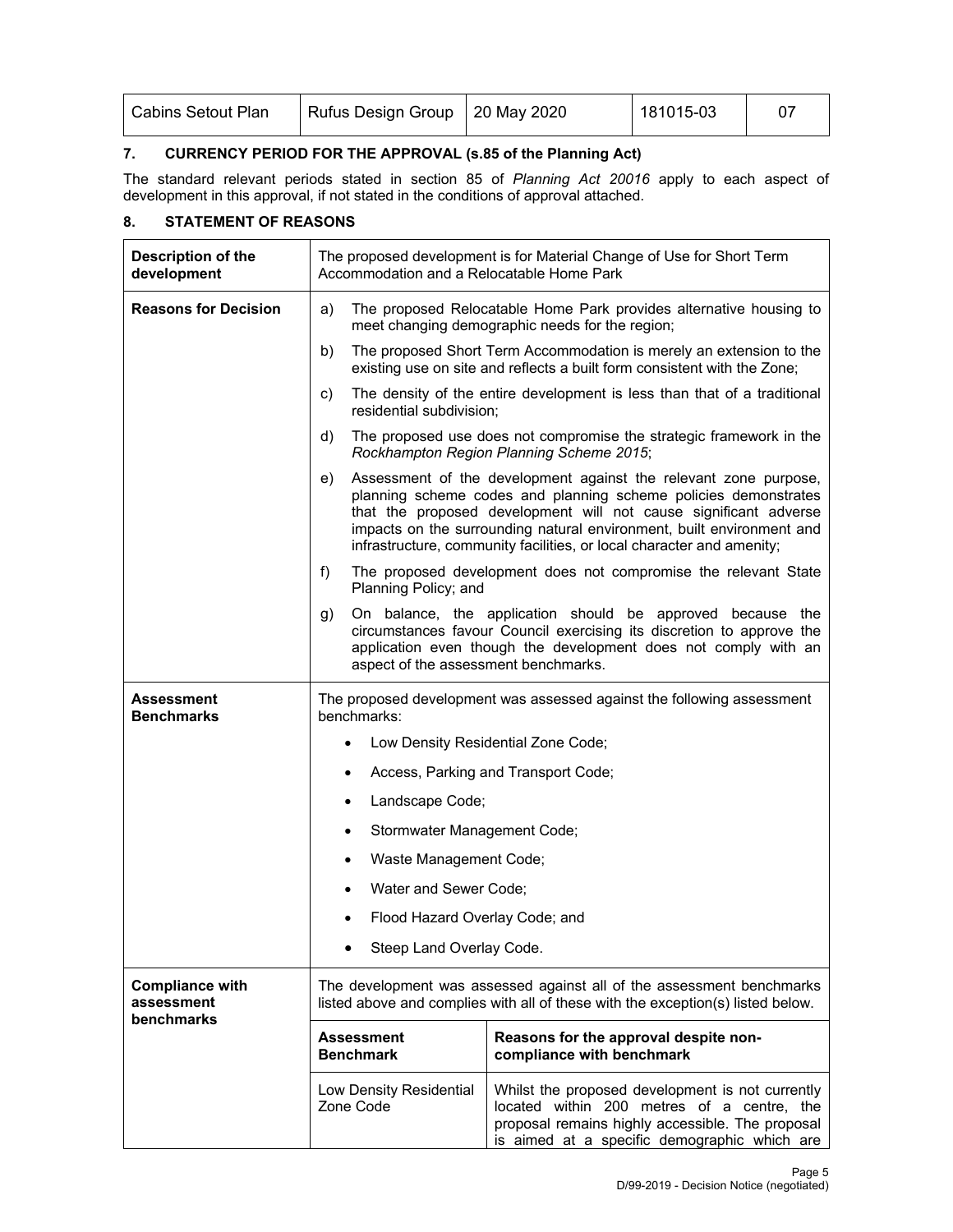| Cabins Setout Plan | Rufus Design Group | 20 May 2020 | 181015-03 | 07 |
|---|---|---|---|---|

## 7. CURRENCY PERIOD FOR THE APPROVAL (s.85 of the Planning Act)

The standard relevant periods stated in section 85 of *Planning Act 20016* apply to each aspect of development in this approval, if not stated in the conditions of approval attached.

## 8. STATEMENT OF REASONS

| **Description of the development** | The proposed development is for Material Change of Use for Short Term Accommodation and a Relocatable Home Park | |
|---|---|---|
| **Reasons for Decision** | a) The proposed Relocatable Home Park provides alternative housing to meet changing demographic needs for the region;<br>b) The proposed Short Term Accommodation is merely an extension to the existing use on site and reflects a built form consistent with the Zone;<br>c) The density of the entire development is less than that of a traditional residential subdivision;<br>d) The proposed use does not compromise the strategic framework in the *Rockhampton Region Planning Scheme 2015*;<br>e) Assessment of the development against the relevant zone purpose, planning scheme codes and planning scheme policies demonstrates that the proposed development will not cause significant adverse impacts on the surrounding natural environment, built environment and infrastructure, community facilities, or local character and amenity;<br>f) The proposed development does not compromise the relevant State Planning Policy; and<br>g) On balance, the application should be approved because the circumstances favour Council exercising its discretion to approve the application even though the development does not comply with an aspect of the assessment benchmarks. | |
| **Assessment Benchmarks** | The proposed development was assessed against the following assessment benchmarks:<br>• Low Density Residential Zone Code;<br>• Access, Parking and Transport Code;<br>• Landscape Code;<br>• Stormwater Management Code;<br>• Waste Management Code;<br>• Water and Sewer Code;<br>• Flood Hazard Overlay Code; and<br>• Steep Land Overlay Code. | |
| **Compliance with assessment benchmarks** | The development was assessed against all of the assessment benchmarks listed above and complies with all of these with the exception(s) listed below. | |
| | **Assessment Benchmark** | **Reasons for the approval despite non-compliance with benchmark** |
| | Low Density Residential Zone Code | Whilst the proposed development is not currently located within 200 metres of a centre, the proposal remains highly accessible. The proposal is aimed at a specific demographic which are |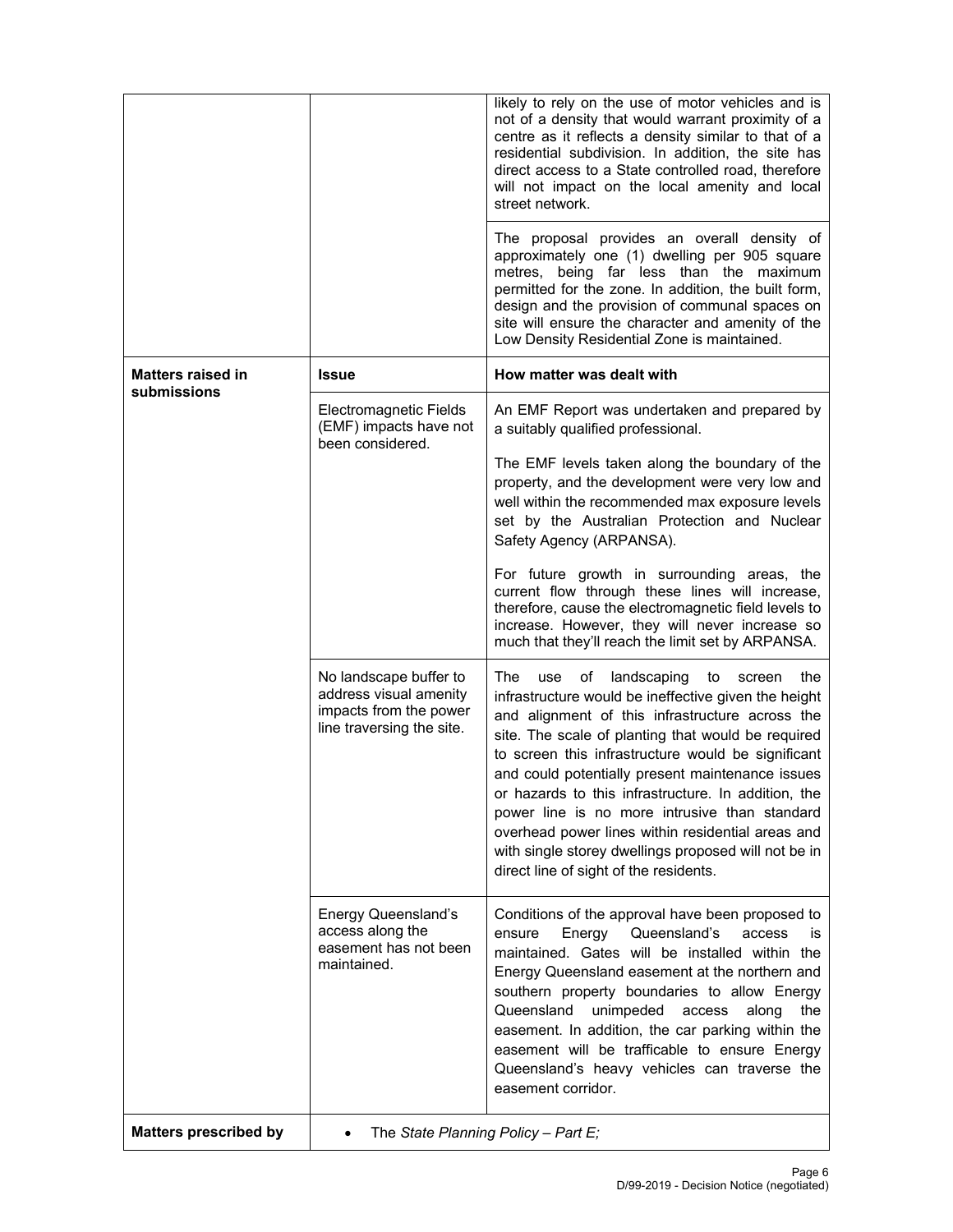| | | |
|---|---|---|
| | | likely to rely on the use of motor vehicles and is not of a density that would warrant proximity of a centre as it reflects a density similar to that of a residential subdivision. In addition, the site has direct access to a State controlled road, therefore will not impact on the local amenity and local street network. |
| | | The proposal provides an overall density of approximately one (1) dwelling per 905 square metres, being far less than the maximum permitted for the zone. In addition, the built form, design and the provision of communal spaces on site will ensure the character and amenity of the Low Density Residential Zone is maintained. |
| **Matters raised in submissions** | **Issue** | **How matter was dealt with** |
| | Electromagnetic Fields (EMF) impacts have not been considered. | An EMF Report was undertaken and prepared by a suitably qualified professional.<br><br>The EMF levels taken along the boundary of the property, and the development were very low and well within the recommended max exposure levels set by the Australian Protection and Nuclear Safety Agency (ARPANSA).<br><br>For future growth in surrounding areas, the current flow through these lines will increase, therefore, cause the electromagnetic field levels to increase. However, they will never increase so much that they'll reach the limit set by ARPANSA. |
| | No landscape buffer to address visual amenity impacts from the power line traversing the site. | The use of landscaping to screen the infrastructure would be ineffective given the height and alignment of this infrastructure across the site. The scale of planting that would be required to screen this infrastructure would be significant and could potentially present maintenance issues or hazards to this infrastructure. In addition, the power line is no more intrusive than standard overhead power lines within residential areas and with single storey dwellings proposed will not be in direct line of sight of the residents. |
| | Energy Queensland's access along the easement has not been maintained. | Conditions of the approval have been proposed to ensure Energy Queensland's access is maintained. Gates will be installed within the Energy Queensland easement at the northern and southern property boundaries to allow Energy Queensland unimpeded access along the easement. In addition, the car parking within the easement will be trafficable to ensure Energy Queensland's heavy vehicles can traverse the easement corridor. |
| **Matters prescribed by** | • The *State Planning Policy – Part E;* | |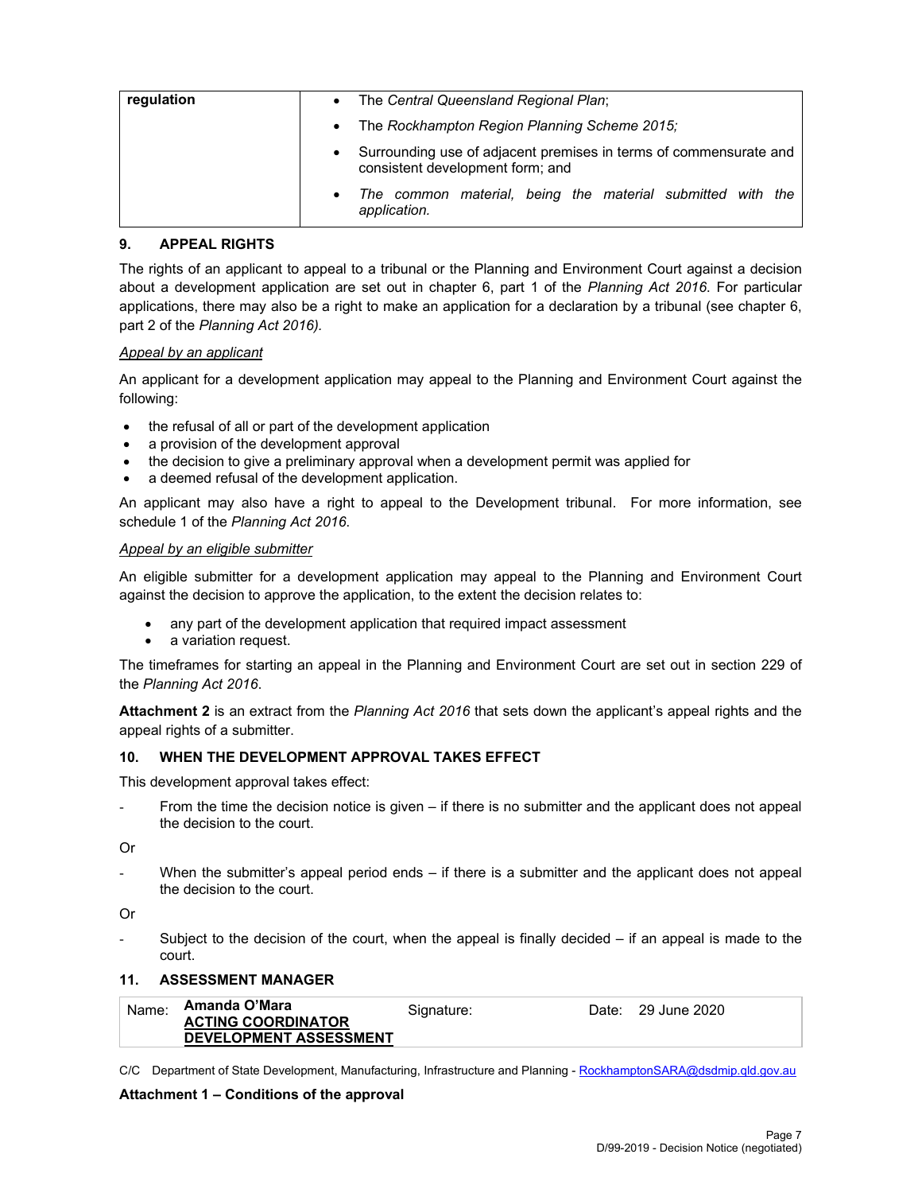| regulation | • The *Central Queensland Regional Plan*;<br>• The *Rockhampton Region Planning Scheme 2015;*<br>• Surrounding use of adjacent premises in terms of commensurate and consistent development form; and<br>• *The common material, being the material submitted with the application.* |
|---|---|

## 9. APPEAL RIGHTS

The rights of an applicant to appeal to a tribunal or the Planning and Environment Court against a decision about a development application are set out in chapter 6, part 1 of the *Planning Act 2016*. For particular applications, there may also be a right to make an application for a declaration by a tribunal (see chapter 6, part 2 of the *Planning Act 2016).*

*Appeal by an applicant*

An applicant for a development application may appeal to the Planning and Environment Court against the following:

- the refusal of all or part of the development application
- a provision of the development approval
- the decision to give a preliminary approval when a development permit was applied for
- a deemed refusal of the development application.

An applicant may also have a right to appeal to the Development tribunal. For more information, see schedule 1 of the *Planning Act 2016*.

*Appeal by an eligible submitter*

An eligible submitter for a development application may appeal to the Planning and Environment Court against the decision to approve the application, to the extent the decision relates to:

- any part of the development application that required impact assessment
- a variation request.

The timeframes for starting an appeal in the Planning and Environment Court are set out in section 229 of the *Planning Act 2016*.

**Attachment 2** is an extract from the *Planning Act 2016* that sets down the applicant's appeal rights and the appeal rights of a submitter.

## 10. WHEN THE DEVELOPMENT APPROVAL TAKES EFFECT

This development approval takes effect:

- From the time the decision notice is given – if there is no submitter and the applicant does not appeal the decision to the court.

Or

- When the submitter's appeal period ends – if there is a submitter and the applicant does not appeal the decision to the court.

Or

- Subject to the decision of the court, when the appeal is finally decided – if an appeal is made to the court.

## 11. ASSESSMENT MANAGER

| Name: | **Amanda O'Mara**<br>**ACTING COORDINATOR DEVELOPMENT ASSESSMENT** | Signature: | Date: 29 June 2020 |
|---|---|---|---|

C/C Department of State Development, Manufacturing, Infrastructure and Planning - RockhamptonSARA@dsdmip.qld.gov.au

**Attachment 1 – Conditions of the approval**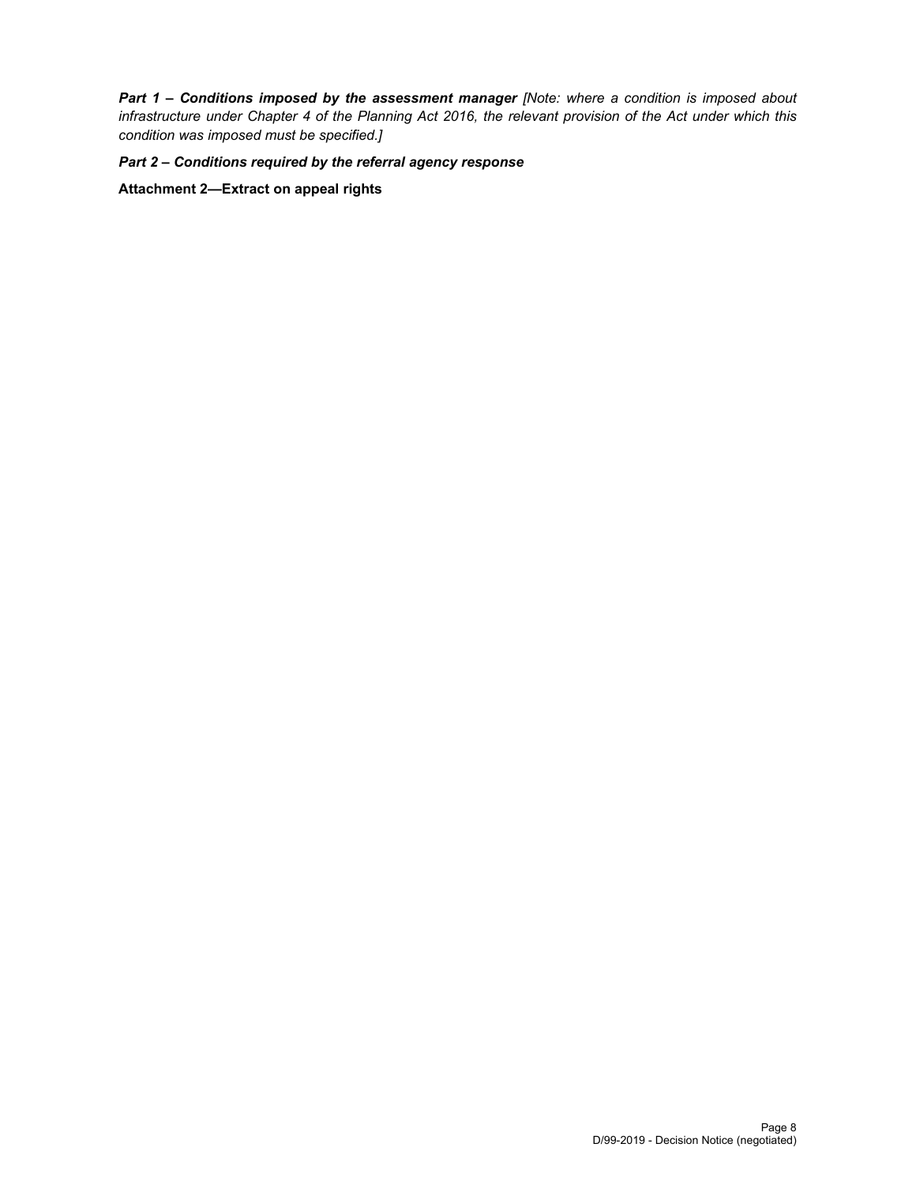***Part 1 – Conditions imposed by the assessment manager** [Note: where a condition is imposed about infrastructure under Chapter 4 of the Planning Act 2016, the relevant provision of the Act under which this condition was imposed must be specified.]*

***Part 2 – Conditions required by the referral agency response***

**Attachment 2—Extract on appeal rights**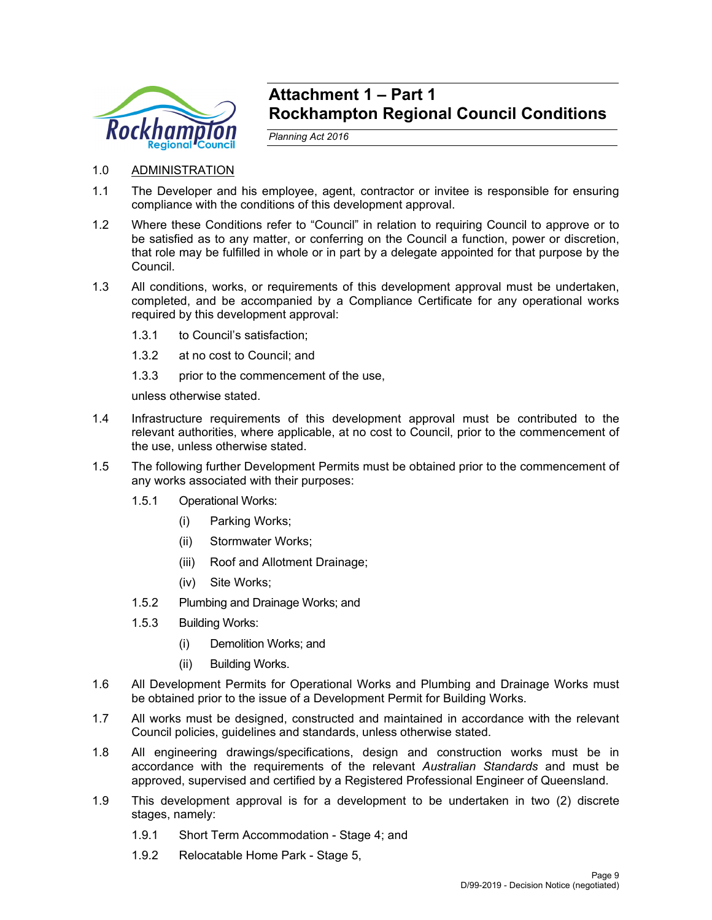# Attachment 1 – Part 1
## Rockhampton Regional Council Conditions

*Planning Act 2016*

1.0 ADMINISTRATION

1.1 The Developer and his employee, agent, contractor or invitee is responsible for ensuring compliance with the conditions of this development approval.

1.2 Where these Conditions refer to "Council" in relation to requiring Council to approve or to be satisfied as to any matter, or conferring on the Council a function, power or discretion, that role may be fulfilled in whole or in part by a delegate appointed for that purpose by the Council.

1.3 All conditions, works, or requirements of this development approval must be undertaken, completed, and be accompanied by a Compliance Certificate for any operational works required by this development approval:

1.3.1 to Council's satisfaction;

1.3.2 at no cost to Council; and

1.3.3 prior to the commencement of the use,

unless otherwise stated.

1.4 Infrastructure requirements of this development approval must be contributed to the relevant authorities, where applicable, at no cost to Council, prior to the commencement of the use, unless otherwise stated.

1.5 The following further Development Permits must be obtained prior to the commencement of any works associated with their purposes:

1.5.1 Operational Works:

(i) Parking Works;

(ii) Stormwater Works;

(iii) Roof and Allotment Drainage;

(iv) Site Works;

1.5.2 Plumbing and Drainage Works; and

1.5.3 Building Works:

(i) Demolition Works; and

(ii) Building Works.

1.6 All Development Permits for Operational Works and Plumbing and Drainage Works must be obtained prior to the issue of a Development Permit for Building Works.

1.7 All works must be designed, constructed and maintained in accordance with the relevant Council policies, guidelines and standards, unless otherwise stated.

1.8 All engineering drawings/specifications, design and construction works must be in accordance with the requirements of the relevant *Australian Standards* and must be approved, supervised and certified by a Registered Professional Engineer of Queensland.

1.9 This development approval is for a development to be undertaken in two (2) discrete stages, namely:

1.9.1 Short Term Accommodation - Stage 4; and

1.9.2 Relocatable Home Park - Stage 5,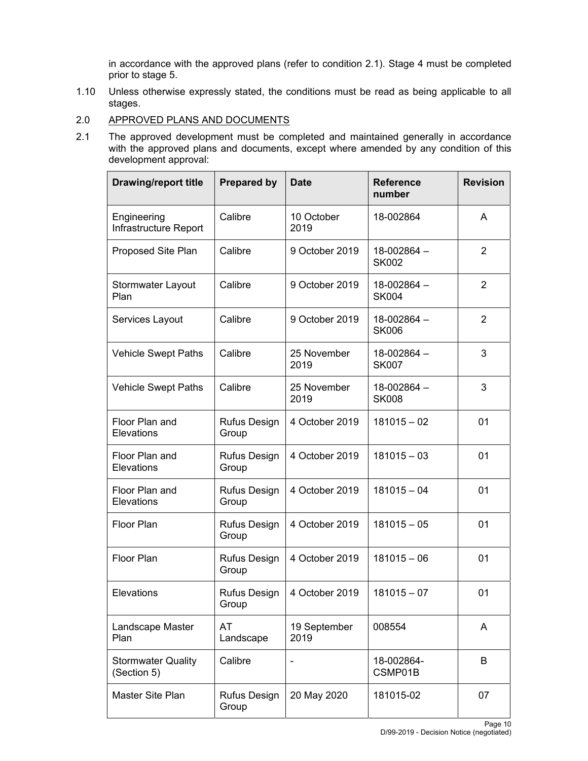in accordance with the approved plans (refer to condition 2.1). Stage 4 must be completed prior to stage 5.

1.10 Unless otherwise expressly stated, the conditions must be read as being applicable to all stages.

2.0 APPROVED PLANS AND DOCUMENTS

2.1 The approved development must be completed and maintained generally in accordance with the approved plans and documents, except where amended by any condition of this development approval:

| Drawing/report title | Prepared by | Date | Reference number | Revision |
|---|---|---|---|---|
| Engineering Infrastructure Report | Calibre | 10 October 2019 | 18-002864 | A |
| Proposed Site Plan | Calibre | 9 October 2019 | 18-002864 – SK002 | 2 |
| Stormwater Layout Plan | Calibre | 9 October 2019 | 18-002864 – SK004 | 2 |
| Services Layout | Calibre | 9 October 2019 | 18-002864 – SK006 | 2 |
| Vehicle Swept Paths | Calibre | 25 November 2019 | 18-002864 – SK007 | 3 |
| Vehicle Swept Paths | Calibre | 25 November 2019 | 18-002864 – SK008 | 3 |
| Floor Plan and Elevations | Rufus Design Group | 4 October 2019 | 181015 – 02 | 01 |
| Floor Plan and Elevations | Rufus Design Group | 4 October 2019 | 181015 – 03 | 01 |
| Floor Plan and Elevations | Rufus Design Group | 4 October 2019 | 181015 – 04 | 01 |
| Floor Plan | Rufus Design Group | 4 October 2019 | 181015 – 05 | 01 |
| Floor Plan | Rufus Design Group | 4 October 2019 | 181015 – 06 | 01 |
| Elevations | Rufus Design Group | 4 October 2019 | 181015 – 07 | 01 |
| Landscape Master Plan | AT Landscape | 19 September 2019 | 008554 | A |
| Stormwater Quality (Section 5) | Calibre | - | 18-002864-CSMP01B | B |
| Master Site Plan | Rufus Design Group | 20 May 2020 | 181015-02 | 07 |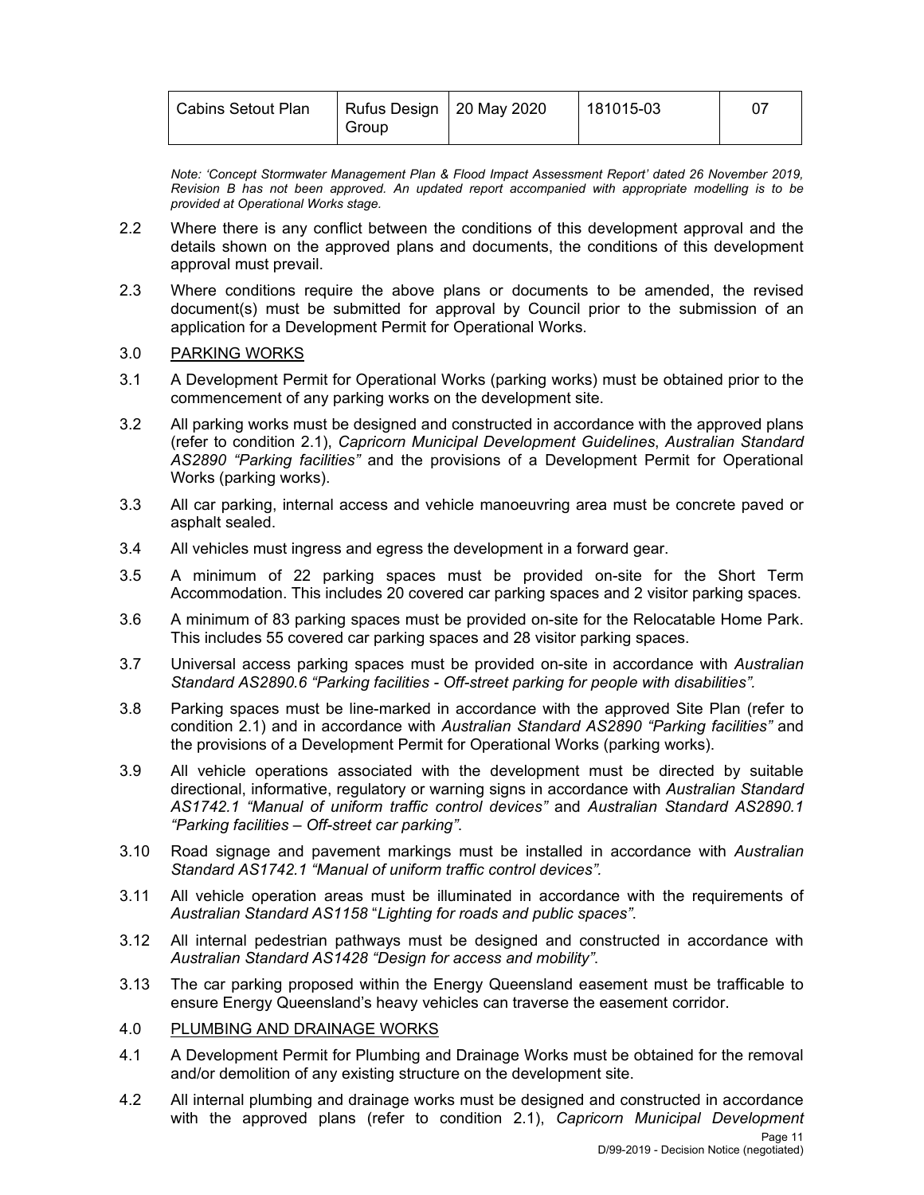| Cabins Setout Plan | Rufus Design Group | 20 May 2020 | 181015-03 | 07 |
|---|---|---|---|---|

*Note: 'Concept Stormwater Management Plan & Flood Impact Assessment Report' dated 26 November 2019, Revision B has not been approved. An updated report accompanied with appropriate modelling is to be provided at Operational Works stage.*

2.2 Where there is any conflict between the conditions of this development approval and the details shown on the approved plans and documents, the conditions of this development approval must prevail.

2.3 Where conditions require the above plans or documents to be amended, the revised document(s) must be submitted for approval by Council prior to the submission of an application for a Development Permit for Operational Works.

3.0 PARKING WORKS

3.1 A Development Permit for Operational Works (parking works) must be obtained prior to the commencement of any parking works on the development site.

3.2 All parking works must be designed and constructed in accordance with the approved plans (refer to condition 2.1), *Capricorn Municipal Development Guidelines*, *Australian Standard AS2890 "Parking facilities"* and the provisions of a Development Permit for Operational Works (parking works).

3.3 All car parking, internal access and vehicle manoeuvring area must be concrete paved or asphalt sealed.

3.4 All vehicles must ingress and egress the development in a forward gear.

3.5 A minimum of 22 parking spaces must be provided on-site for the Short Term Accommodation. This includes 20 covered car parking spaces and 2 visitor parking spaces.

3.6 A minimum of 83 parking spaces must be provided on-site for the Relocatable Home Park. This includes 55 covered car parking spaces and 28 visitor parking spaces.

3.7 Universal access parking spaces must be provided on-site in accordance with *Australian Standard AS2890.6 "Parking facilities - Off-street parking for people with disabilities".*

3.8 Parking spaces must be line-marked in accordance with the approved Site Plan (refer to condition 2.1) and in accordance with *Australian Standard AS2890 "Parking facilities"* and the provisions of a Development Permit for Operational Works (parking works).

3.9 All vehicle operations associated with the development must be directed by suitable directional, informative, regulatory or warning signs in accordance with *Australian Standard AS1742.1 "Manual of uniform traffic control devices"* and *Australian Standard AS2890.1 "Parking facilities – Off-street car parking"*.

3.10 Road signage and pavement markings must be installed in accordance with *Australian Standard AS1742.1 "Manual of uniform traffic control devices".*

3.11 All vehicle operation areas must be illuminated in accordance with the requirements of *Australian Standard AS1158 "Lighting for roads and public spaces"*.

3.12 All internal pedestrian pathways must be designed and constructed in accordance with *Australian Standard AS1428 "Design for access and mobility"*.

3.13 The car parking proposed within the Energy Queensland easement must be trafficable to ensure Energy Queensland's heavy vehicles can traverse the easement corridor.

4.0 PLUMBING AND DRAINAGE WORKS

4.1 A Development Permit for Plumbing and Drainage Works must be obtained for the removal and/or demolition of any existing structure on the development site.

4.2 All internal plumbing and drainage works must be designed and constructed in accordance with the approved plans (refer to condition 2.1), *Capricorn Municipal Development*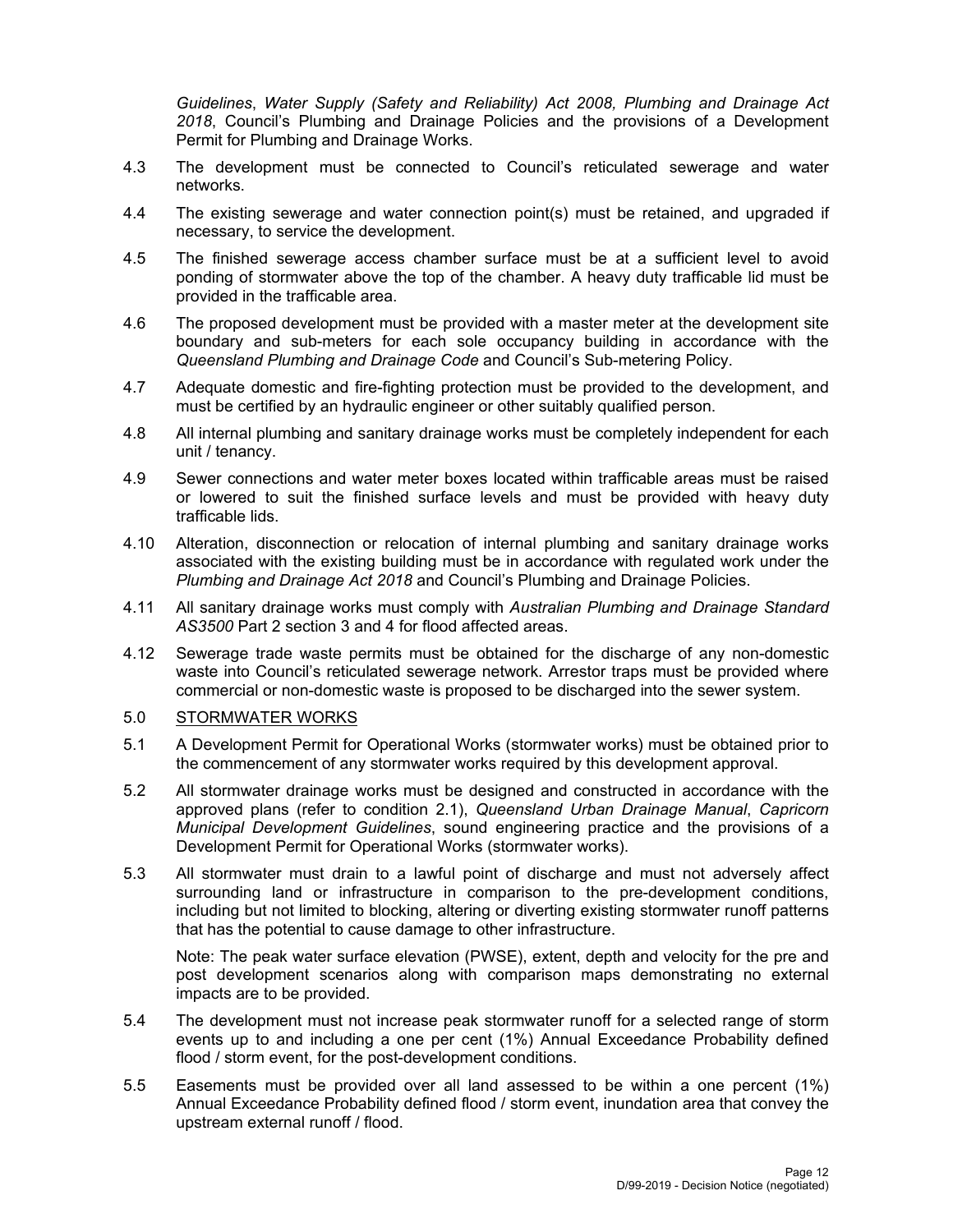*Guidelines*, *Water Supply (Safety and Reliability) Act 2008, Plumbing and Drainage Act 2018*, Council's Plumbing and Drainage Policies and the provisions of a Development Permit for Plumbing and Drainage Works.

4.3 The development must be connected to Council's reticulated sewerage and water networks.

4.4 The existing sewerage and water connection point(s) must be retained, and upgraded if necessary, to service the development.

4.5 The finished sewerage access chamber surface must be at a sufficient level to avoid ponding of stormwater above the top of the chamber. A heavy duty trafficable lid must be provided in the trafficable area.

4.6 The proposed development must be provided with a master meter at the development site boundary and sub-meters for each sole occupancy building in accordance with the *Queensland Plumbing and Drainage Code* and Council's Sub-metering Policy.

4.7 Adequate domestic and fire-fighting protection must be provided to the development, and must be certified by an hydraulic engineer or other suitably qualified person.

4.8 All internal plumbing and sanitary drainage works must be completely independent for each unit / tenancy.

4.9 Sewer connections and water meter boxes located within trafficable areas must be raised or lowered to suit the finished surface levels and must be provided with heavy duty trafficable lids.

4.10 Alteration, disconnection or relocation of internal plumbing and sanitary drainage works associated with the existing building must be in accordance with regulated work under the *Plumbing and Drainage Act 2018* and Council's Plumbing and Drainage Policies.

4.11 All sanitary drainage works must comply with *Australian Plumbing and Drainage Standard AS3500* Part 2 section 3 and 4 for flood affected areas.

4.12 Sewerage trade waste permits must be obtained for the discharge of any non-domestic waste into Council's reticulated sewerage network. Arrestor traps must be provided where commercial or non-domestic waste is proposed to be discharged into the sewer system.

5.0 STORMWATER WORKS

5.1 A Development Permit for Operational Works (stormwater works) must be obtained prior to the commencement of any stormwater works required by this development approval.

5.2 All stormwater drainage works must be designed and constructed in accordance with the approved plans (refer to condition 2.1), *Queensland Urban Drainage Manual*, *Capricorn Municipal Development Guidelines*, sound engineering practice and the provisions of a Development Permit for Operational Works (stormwater works).

5.3 All stormwater must drain to a lawful point of discharge and must not adversely affect surrounding land or infrastructure in comparison to the pre-development conditions, including but not limited to blocking, altering or diverting existing stormwater runoff patterns that has the potential to cause damage to other infrastructure.

Note: The peak water surface elevation (PWSE), extent, depth and velocity for the pre and post development scenarios along with comparison maps demonstrating no external impacts are to be provided.

5.4 The development must not increase peak stormwater runoff for a selected range of storm events up to and including a one per cent (1%) Annual Exceedance Probability defined flood / storm event, for the post-development conditions.

5.5 Easements must be provided over all land assessed to be within a one percent (1%) Annual Exceedance Probability defined flood / storm event, inundation area that convey the upstream external runoff / flood.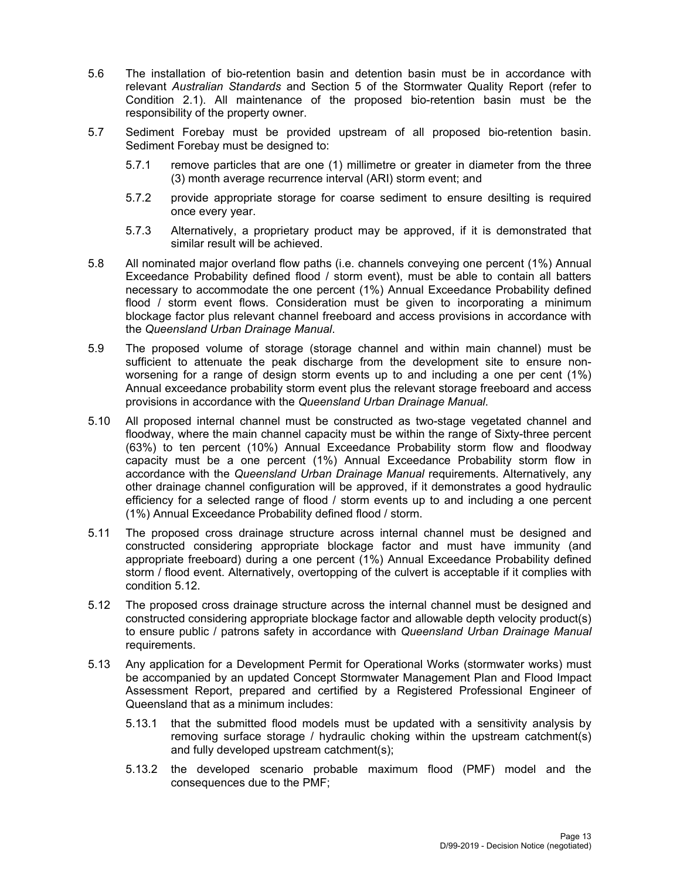5.6 The installation of bio-retention basin and detention basin must be in accordance with relevant *Australian Standards* and Section 5 of the Stormwater Quality Report (refer to Condition 2.1). All maintenance of the proposed bio-retention basin must be the responsibility of the property owner.

5.7 Sediment Forebay must be provided upstream of all proposed bio-retention basin. Sediment Forebay must be designed to:

5.7.1 remove particles that are one (1) millimetre or greater in diameter from the three (3) month average recurrence interval (ARI) storm event; and

5.7.2 provide appropriate storage for coarse sediment to ensure desilting is required once every year.

5.7.3 Alternatively, a proprietary product may be approved, if it is demonstrated that similar result will be achieved.

5.8 All nominated major overland flow paths (i.e. channels conveying one percent (1%) Annual Exceedance Probability defined flood / storm event), must be able to contain all batters necessary to accommodate the one percent (1%) Annual Exceedance Probability defined flood / storm event flows. Consideration must be given to incorporating a minimum blockage factor plus relevant channel freeboard and access provisions in accordance with the *Queensland Urban Drainage Manual*.

5.9 The proposed volume of storage (storage channel and within main channel) must be sufficient to attenuate the peak discharge from the development site to ensure non-worsening for a range of design storm events up to and including a one per cent (1%) Annual exceedance probability storm event plus the relevant storage freeboard and access provisions in accordance with the *Queensland Urban Drainage Manual*.

5.10 All proposed internal channel must be constructed as two-stage vegetated channel and floodway, where the main channel capacity must be within the range of Sixty-three percent (63%) to ten percent (10%) Annual Exceedance Probability storm flow and floodway capacity must be a one percent (1%) Annual Exceedance Probability storm flow in accordance with the *Queensland Urban Drainage Manual* requirements. Alternatively, any other drainage channel configuration will be approved, if it demonstrates a good hydraulic efficiency for a selected range of flood / storm events up to and including a one percent (1%) Annual Exceedance Probability defined flood / storm.

5.11 The proposed cross drainage structure across internal channel must be designed and constructed considering appropriate blockage factor and must have immunity (and appropriate freeboard) during a one percent (1%) Annual Exceedance Probability defined storm / flood event. Alternatively, overtopping of the culvert is acceptable if it complies with condition 5.12.

5.12 The proposed cross drainage structure across the internal channel must be designed and constructed considering appropriate blockage factor and allowable depth velocity product(s) to ensure public / patrons safety in accordance with *Queensland Urban Drainage Manual* requirements.

5.13 Any application for a Development Permit for Operational Works (stormwater works) must be accompanied by an updated Concept Stormwater Management Plan and Flood Impact Assessment Report, prepared and certified by a Registered Professional Engineer of Queensland that as a minimum includes:

5.13.1 that the submitted flood models must be updated with a sensitivity analysis by removing surface storage / hydraulic choking within the upstream catchment(s) and fully developed upstream catchment(s);

5.13.2 the developed scenario probable maximum flood (PMF) model and the consequences due to the PMF;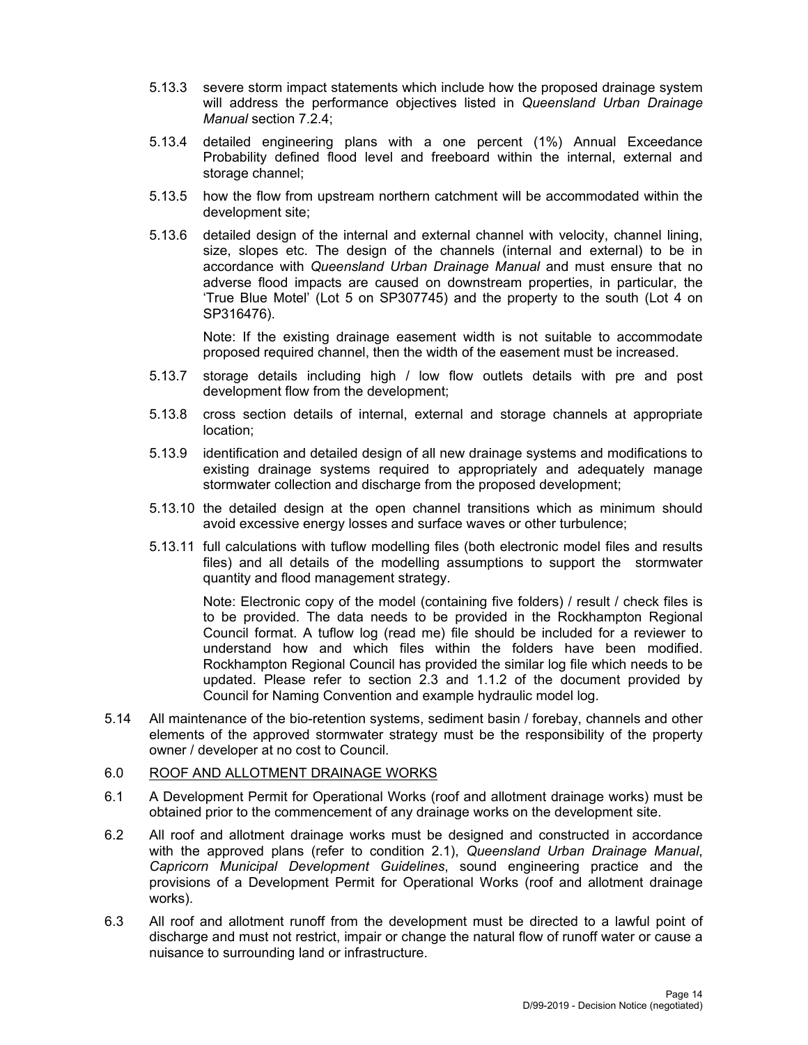5.13.3 severe storm impact statements which include how the proposed drainage system will address the performance objectives listed in *Queensland Urban Drainage Manual* section 7.2.4;

5.13.4 detailed engineering plans with a one percent (1%) Annual Exceedance Probability defined flood level and freeboard within the internal, external and storage channel;

5.13.5 how the flow from upstream northern catchment will be accommodated within the development site;

5.13.6 detailed design of the internal and external channel with velocity, channel lining, size, slopes etc. The design of the channels (internal and external) to be in accordance with *Queensland Urban Drainage Manual* and must ensure that no adverse flood impacts are caused on downstream properties, in particular, the 'True Blue Motel' (Lot 5 on SP307745) and the property to the south (Lot 4 on SP316476).

Note: If the existing drainage easement width is not suitable to accommodate proposed required channel, then the width of the easement must be increased.

5.13.7 storage details including high / low flow outlets details with pre and post development flow from the development;

5.13.8 cross section details of internal, external and storage channels at appropriate location;

5.13.9 identification and detailed design of all new drainage systems and modifications to existing drainage systems required to appropriately and adequately manage stormwater collection and discharge from the proposed development;

5.13.10 the detailed design at the open channel transitions which as minimum should avoid excessive energy losses and surface waves or other turbulence;

5.13.11 full calculations with tuflow modelling files (both electronic model files and results files) and all details of the modelling assumptions to support the stormwater quantity and flood management strategy.

Note: Electronic copy of the model (containing five folders) / result / check files is to be provided. The data needs to be provided in the Rockhampton Regional Council format. A tuflow log (read me) file should be included for a reviewer to understand how and which files within the folders have been modified. Rockhampton Regional Council has provided the similar log file which needs to be updated. Please refer to section 2.3 and 1.1.2 of the document provided by Council for Naming Convention and example hydraulic model log.

5.14 All maintenance of the bio-retention systems, sediment basin / forebay, channels and other elements of the approved stormwater strategy must be the responsibility of the property owner / developer at no cost to Council.

6.0 ROOF AND ALLOTMENT DRAINAGE WORKS

6.1 A Development Permit for Operational Works (roof and allotment drainage works) must be obtained prior to the commencement of any drainage works on the development site.

6.2 All roof and allotment drainage works must be designed and constructed in accordance with the approved plans (refer to condition 2.1), *Queensland Urban Drainage Manual*, *Capricorn Municipal Development Guidelines*, sound engineering practice and the provisions of a Development Permit for Operational Works (roof and allotment drainage works).

6.3 All roof and allotment runoff from the development must be directed to a lawful point of discharge and must not restrict, impair or change the natural flow of runoff water or cause a nuisance to surrounding land or infrastructure.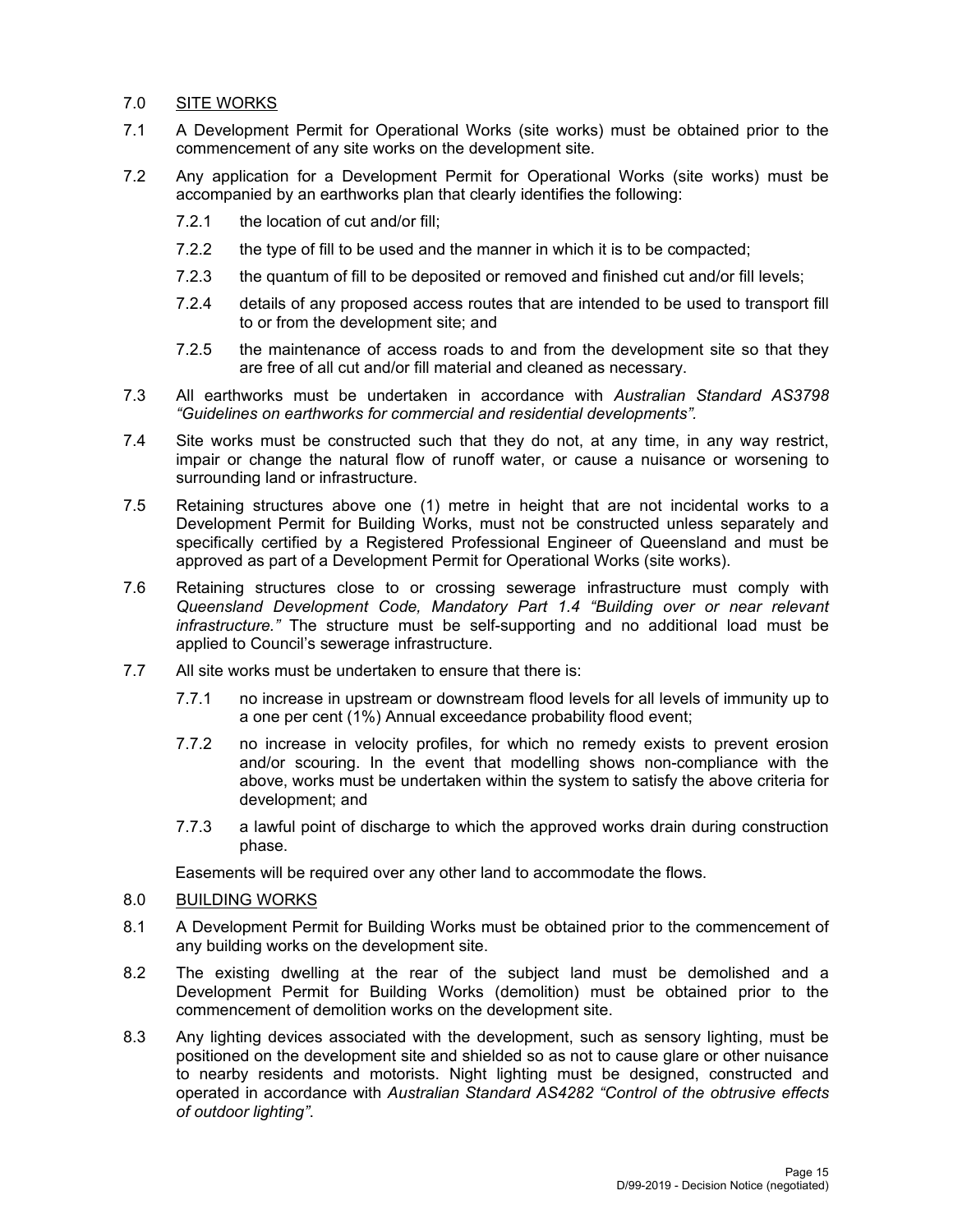## 7.0 SITE WORKS

7.1 A Development Permit for Operational Works (site works) must be obtained prior to the commencement of any site works on the development site.

7.2 Any application for a Development Permit for Operational Works (site works) must be accompanied by an earthworks plan that clearly identifies the following:

7.2.1 the location of cut and/or fill;

7.2.2 the type of fill to be used and the manner in which it is to be compacted;

7.2.3 the quantum of fill to be deposited or removed and finished cut and/or fill levels;

7.2.4 details of any proposed access routes that are intended to be used to transport fill to or from the development site; and

7.2.5 the maintenance of access roads to and from the development site so that they are free of all cut and/or fill material and cleaned as necessary.

7.3 All earthworks must be undertaken in accordance with *Australian Standard AS3798 "Guidelines on earthworks for commercial and residential developments"*.

7.4 Site works must be constructed such that they do not, at any time, in any way restrict, impair or change the natural flow of runoff water, or cause a nuisance or worsening to surrounding land or infrastructure.

7.5 Retaining structures above one (1) metre in height that are not incidental works to a Development Permit for Building Works, must not be constructed unless separately and specifically certified by a Registered Professional Engineer of Queensland and must be approved as part of a Development Permit for Operational Works (site works).

7.6 Retaining structures close to or crossing sewerage infrastructure must comply with *Queensland Development Code, Mandatory Part 1.4 "Building over or near relevant infrastructure."* The structure must be self-supporting and no additional load must be applied to Council's sewerage infrastructure.

7.7 All site works must be undertaken to ensure that there is:

7.7.1 no increase in upstream or downstream flood levels for all levels of immunity up to a one per cent (1%) Annual exceedance probability flood event;

7.7.2 no increase in velocity profiles, for which no remedy exists to prevent erosion and/or scouring. In the event that modelling shows non-compliance with the above, works must be undertaken within the system to satisfy the above criteria for development; and

7.7.3 a lawful point of discharge to which the approved works drain during construction phase.

Easements will be required over any other land to accommodate the flows.

## 8.0 BUILDING WORKS

8.1 A Development Permit for Building Works must be obtained prior to the commencement of any building works on the development site.

8.2 The existing dwelling at the rear of the subject land must be demolished and a Development Permit for Building Works (demolition) must be obtained prior to the commencement of demolition works on the development site.

8.3 Any lighting devices associated with the development, such as sensory lighting, must be positioned on the development site and shielded so as not to cause glare or other nuisance to nearby residents and motorists. Night lighting must be designed, constructed and operated in accordance with *Australian Standard AS4282 "Control of the obtrusive effects of outdoor lighting"*.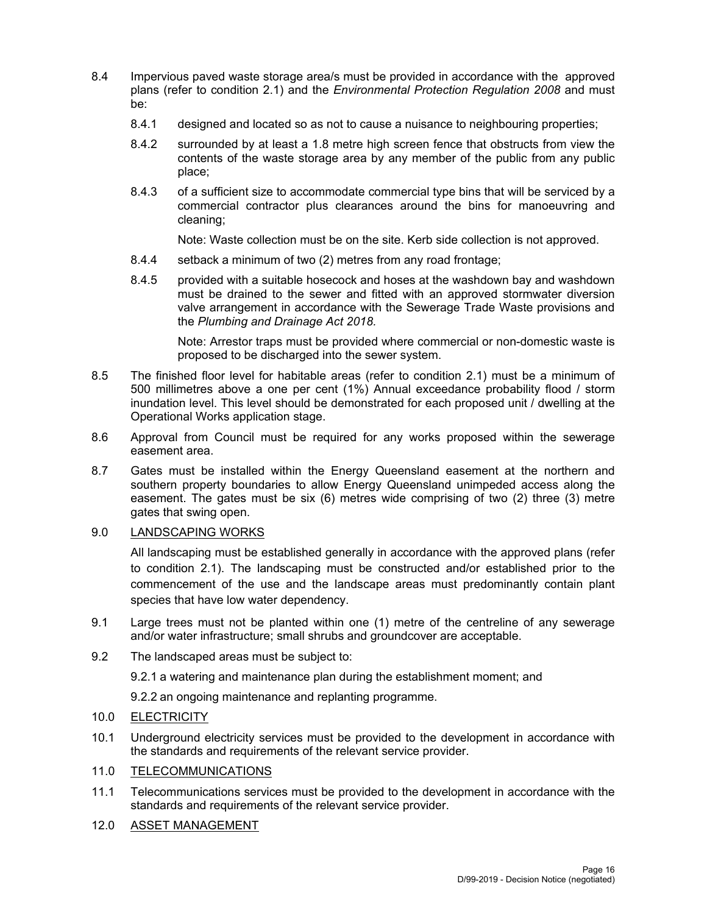8.4 Impervious paved waste storage area/s must be provided in accordance with the approved plans (refer to condition 2.1) and the *Environmental Protection Regulation 2008* and must be:

8.4.1 designed and located so as not to cause a nuisance to neighbouring properties;

8.4.2 surrounded by at least a 1.8 metre high screen fence that obstructs from view the contents of the waste storage area by any member of the public from any public place;

8.4.3 of a sufficient size to accommodate commercial type bins that will be serviced by a commercial contractor plus clearances around the bins for manoeuvring and cleaning;

Note: Waste collection must be on the site. Kerb side collection is not approved.

8.4.4 setback a minimum of two (2) metres from any road frontage;

8.4.5 provided with a suitable hosecock and hoses at the washdown bay and washdown must be drained to the sewer and fitted with an approved stormwater diversion valve arrangement in accordance with the Sewerage Trade Waste provisions and the *Plumbing and Drainage Act 2018.*

Note: Arrestor traps must be provided where commercial or non-domestic waste is proposed to be discharged into the sewer system.

8.5 The finished floor level for habitable areas (refer to condition 2.1) must be a minimum of 500 millimetres above a one per cent (1%) Annual exceedance probability flood / storm inundation level. This level should be demonstrated for each proposed unit / dwelling at the Operational Works application stage.

8.6 Approval from Council must be required for any works proposed within the sewerage easement area.

8.7 Gates must be installed within the Energy Queensland easement at the northern and southern property boundaries to allow Energy Queensland unimpeded access along the easement. The gates must be six (6) metres wide comprising of two (2) three (3) metre gates that swing open.

9.0 <u>LANDSCAPING WORKS</u>

All landscaping must be established generally in accordance with the approved plans (refer to condition 2.1). The landscaping must be constructed and/or established prior to the commencement of the use and the landscape areas must predominantly contain plant species that have low water dependency.

9.1 Large trees must not be planted within one (1) metre of the centreline of any sewerage and/or water infrastructure; small shrubs and groundcover are acceptable.

9.2 The landscaped areas must be subject to:

9.2.1 a watering and maintenance plan during the establishment moment; and

9.2.2 an ongoing maintenance and replanting programme.

10.0 <u>ELECTRICITY</u>

10.1 Underground electricity services must be provided to the development in accordance with the standards and requirements of the relevant service provider.

11.0 <u>TELECOMMUNICATIONS</u>

11.1 Telecommunications services must be provided to the development in accordance with the standards and requirements of the relevant service provider.

12.0 <u>ASSET MANAGEMENT</u>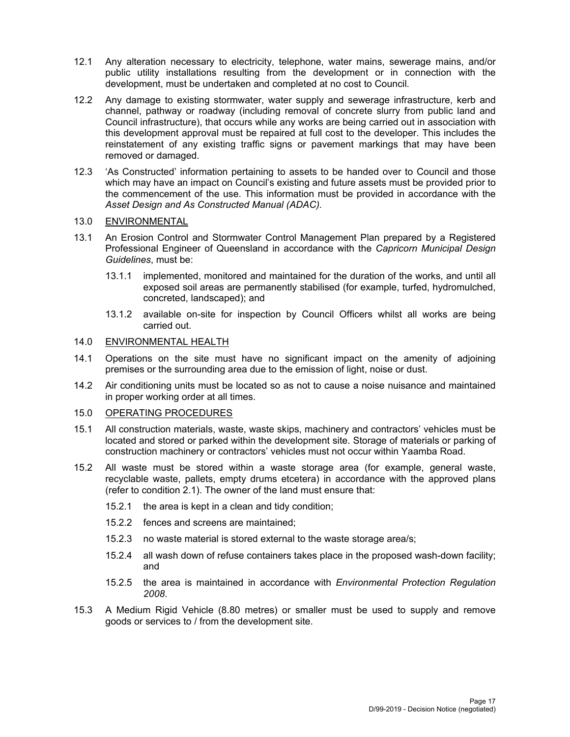12.1 Any alteration necessary to electricity, telephone, water mains, sewerage mains, and/or public utility installations resulting from the development or in connection with the development, must be undertaken and completed at no cost to Council.

12.2 Any damage to existing stormwater, water supply and sewerage infrastructure, kerb and channel, pathway or roadway (including removal of concrete slurry from public land and Council infrastructure), that occurs while any works are being carried out in association with this development approval must be repaired at full cost to the developer. This includes the reinstatement of any existing traffic signs or pavement markings that may have been removed or damaged.

12.3 'As Constructed' information pertaining to assets to be handed over to Council and those which may have an impact on Council's existing and future assets must be provided prior to the commencement of the use. This information must be provided in accordance with the *Asset Design and As Constructed Manual (ADAC).*

## 13.0 ENVIRONMENTAL

13.1 An Erosion Control and Stormwater Control Management Plan prepared by a Registered Professional Engineer of Queensland in accordance with the *Capricorn Municipal Design Guidelines*, must be:

- 13.1.1 implemented, monitored and maintained for the duration of the works, and until all exposed soil areas are permanently stabilised (for example, turfed, hydromulched, concreted, landscaped); and
- 13.1.2 available on-site for inspection by Council Officers whilst all works are being carried out.

## 14.0 ENVIRONMENTAL HEALTH

14.1 Operations on the site must have no significant impact on the amenity of adjoining premises or the surrounding area due to the emission of light, noise or dust.

14.2 Air conditioning units must be located so as not to cause a noise nuisance and maintained in proper working order at all times.

## 15.0 OPERATING PROCEDURES

15.1 All construction materials, waste, waste skips, machinery and contractors' vehicles must be located and stored or parked within the development site. Storage of materials or parking of construction machinery or contractors' vehicles must not occur within Yaamba Road.

15.2 All waste must be stored within a waste storage area (for example, general waste, recyclable waste, pallets, empty drums etcetera) in accordance with the approved plans (refer to condition 2.1). The owner of the land must ensure that:

- 15.2.1 the area is kept in a clean and tidy condition;
- 15.2.2 fences and screens are maintained;
- 15.2.3 no waste material is stored external to the waste storage area/s;
- 15.2.4 all wash down of refuse containers takes place in the proposed wash-down facility; and
- 15.2.5 the area is maintained in accordance with *Environmental Protection Regulation 2008*.

15.3 A Medium Rigid Vehicle (8.80 metres) or smaller must be used to supply and remove goods or services to / from the development site.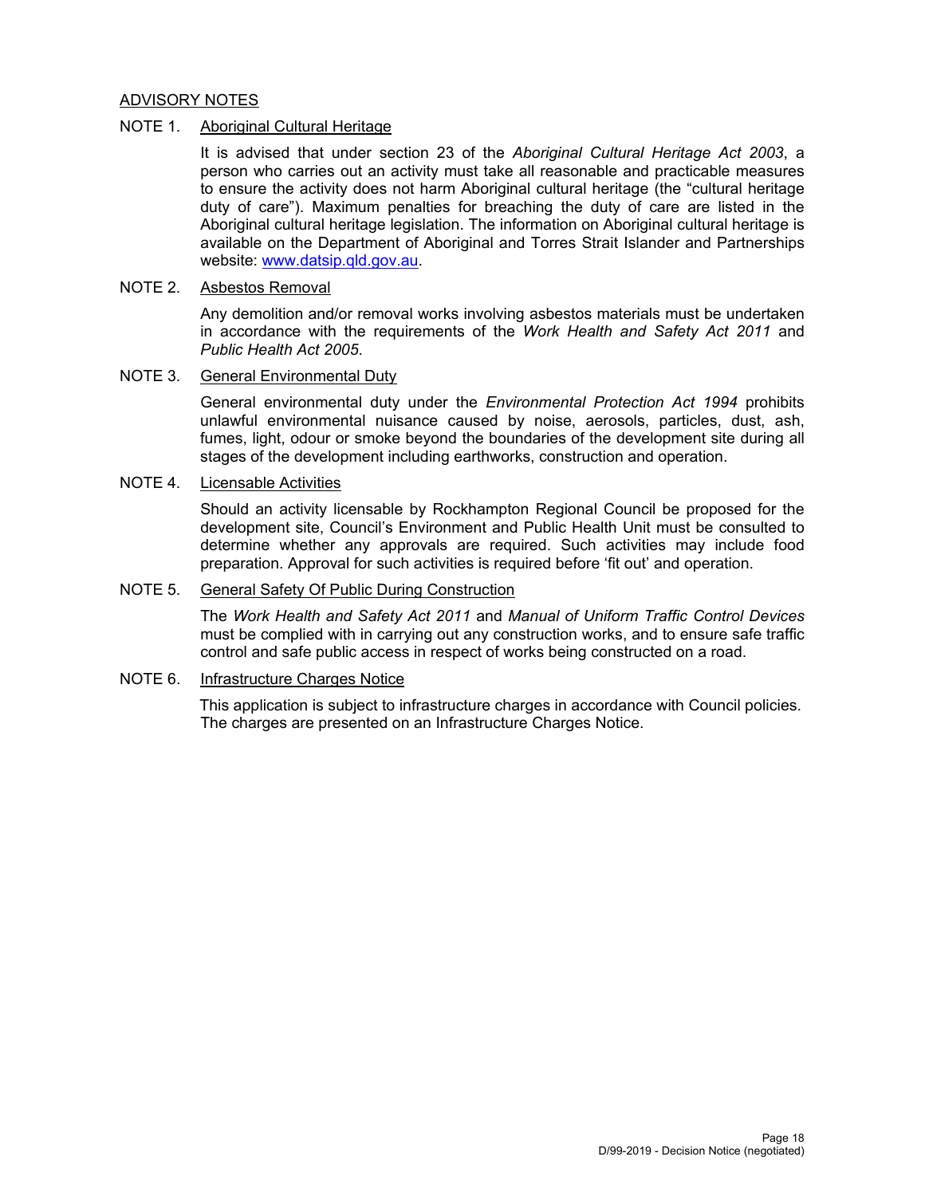## ADVISORY NOTES

NOTE 1. Aboriginal Cultural Heritage

It is advised that under section 23 of the *Aboriginal Cultural Heritage Act 2003*, a person who carries out an activity must take all reasonable and practicable measures to ensure the activity does not harm Aboriginal cultural heritage (the "cultural heritage duty of care"). Maximum penalties for breaching the duty of care are listed in the Aboriginal cultural heritage legislation. The information on Aboriginal cultural heritage is available on the Department of Aboriginal and Torres Strait Islander and Partnerships website: [www.datsip.qld.gov.au](www.datsip.qld.gov.au).

NOTE 2. Asbestos Removal

Any demolition and/or removal works involving asbestos materials must be undertaken in accordance with the requirements of the *Work Health and Safety Act 2011* and *Public Health Act 2005*.

NOTE 3. General Environmental Duty

General environmental duty under the *Environmental Protection Act 1994* prohibits unlawful environmental nuisance caused by noise, aerosols, particles, dust, ash, fumes, light, odour or smoke beyond the boundaries of the development site during all stages of the development including earthworks, construction and operation.

NOTE 4. Licensable Activities

Should an activity licensable by Rockhampton Regional Council be proposed for the development site, Council's Environment and Public Health Unit must be consulted to determine whether any approvals are required. Such activities may include food preparation. Approval for such activities is required before 'fit out' and operation.

NOTE 5. General Safety Of Public During Construction

The *Work Health and Safety Act 2011* and *Manual of Uniform Traffic Control Devices* must be complied with in carrying out any construction works, and to ensure safe traffic control and safe public access in respect of works being constructed on a road.

NOTE 6. Infrastructure Charges Notice

This application is subject to infrastructure charges in accordance with Council policies. The charges are presented on an Infrastructure Charges Notice.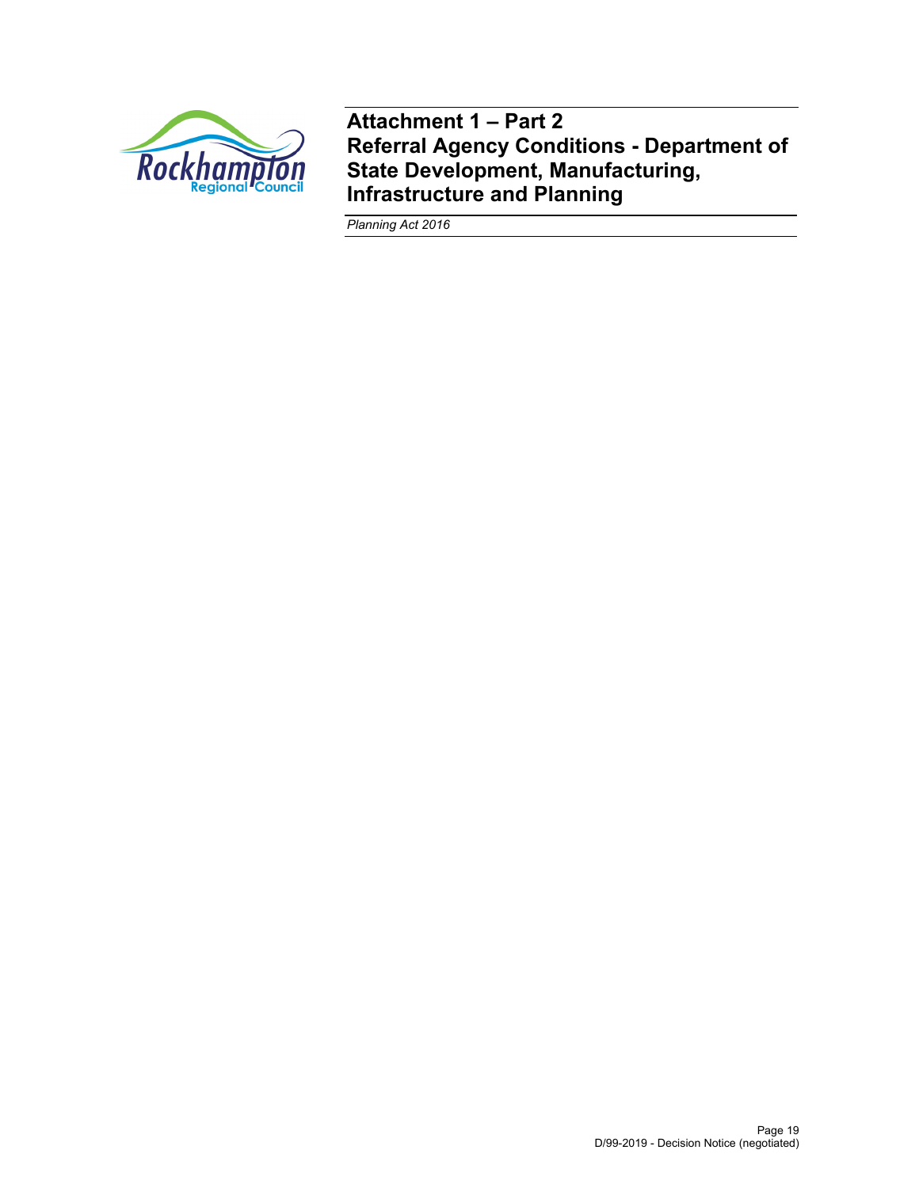# Attachment 1 – Part 2
# Referral Agency Conditions - Department of State Development, Manufacturing, Infrastructure and Planning

*Planning Act 2016*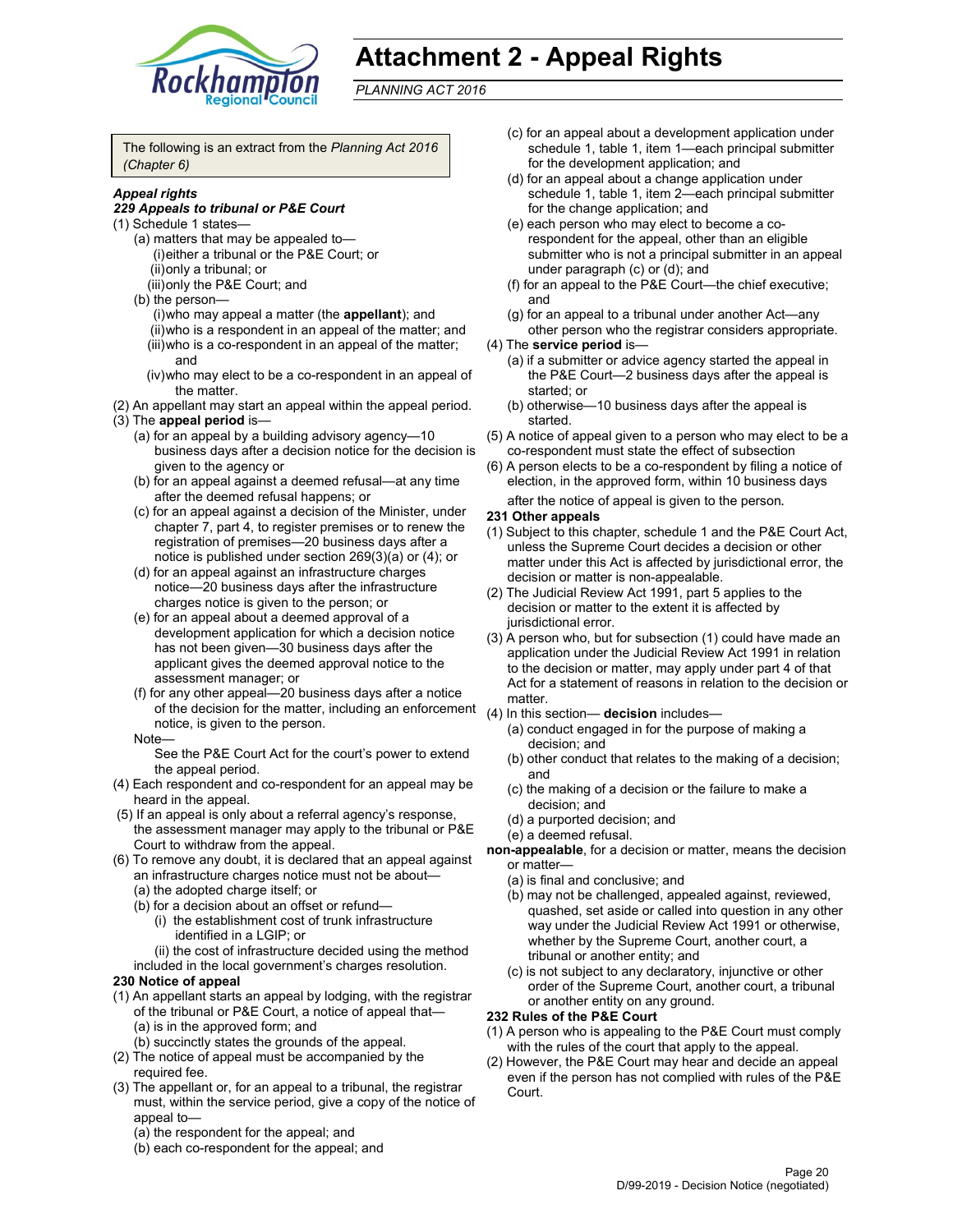# Attachment 2 - Appeal Rights

*PLANNING ACT 2016*

The following is an extract from the *Planning Act 2016 (Chapter 6)*

***Appeal rights***

***229 Appeals to tribunal or P&E Court***

(1) Schedule 1 states—
- (a) matters that may be appealed to—
  - (i) either a tribunal or the P&E Court; or
  - (ii) only a tribunal; or
  - (iii) only the P&E Court; and
- (b) the person—
  - (i) who may appeal a matter (the **appellant**); and
  - (ii) who is a respondent in an appeal of the matter; and
  - (iii) who is a co-respondent in an appeal of the matter; and
  - (iv) who may elect to be a co-respondent in an appeal of the matter.

(2) An appellant may start an appeal within the appeal period.

(3) The **appeal period** is—
- (a) for an appeal by a building advisory agency—10 business days after a decision notice for the decision is given to the agency or
- (b) for an appeal against a deemed refusal—at any time after the deemed refusal happens; or
- (c) for an appeal against a decision of the Minister, under chapter 7, part 4, to register premises or to renew the registration of premises—20 business days after a notice is published under section 269(3)(a) or (4); or
- (d) for an appeal against an infrastructure charges notice—20 business days after the infrastructure charges notice is given to the person; or
- (e) for an appeal about a deemed approval of a development application for which a decision notice has not been given—30 business days after the applicant gives the deemed approval notice to the assessment manager; or
- (f) for any other appeal—20 business days after a notice of the decision for the matter, including an enforcement notice, is given to the person.

Note—

See the P&E Court Act for the court's power to extend the appeal period.

(4) Each respondent and co-respondent for an appeal may be heard in the appeal.

(5) If an appeal is only about a referral agency's response, the assessment manager may apply to the tribunal or P&E Court to withdraw from the appeal.

(6) To remove any doubt, it is declared that an appeal against an infrastructure charges notice must not be about—
- (a) the adopted charge itself; or
- (b) for a decision about an offset or refund—
  - (i) the establishment cost of trunk infrastructure identified in a LGIP; or
  - (ii) the cost of infrastructure decided using the method included in the local government's charges resolution.

**230 Notice of appeal**

(1) An appellant starts an appeal by lodging, with the registrar of the tribunal or P&E Court, a notice of appeal that—
- (a) is in the approved form; and
- (b) succinctly states the grounds of the appeal.

(2) The notice of appeal must be accompanied by the required fee.

(3) The appellant or, for an appeal to a tribunal, the registrar must, within the service period, give a copy of the notice of appeal to—
- (a) the respondent for the appeal; and
- (b) each co-respondent for the appeal; and
- (c) for an appeal about a development application under schedule 1, table 1, item 1—each principal submitter for the development application; and
- (d) for an appeal about a change application under schedule 1, table 1, item 2—each principal submitter for the change application; and
- (e) each person who may elect to become a co-respondent for the appeal, other than an eligible submitter who is not a principal submitter in an appeal under paragraph (c) or (d); and
- (f) for an appeal to the P&E Court—the chief executive; and
- (g) for an appeal to a tribunal under another Act—any other person who the registrar considers appropriate.

(4) The **service period** is—
- (a) if a submitter or advice agency started the appeal in the P&E Court—2 business days after the appeal is started; or
- (b) otherwise—10 business days after the appeal is started.

(5) A notice of appeal given to a person who may elect to be a co-respondent must state the effect of subsection

(6) A person elects to be a co-respondent by filing a notice of election, in the approved form, within 10 business days after the notice of appeal is given to the person.

**231 Other appeals**

(1) Subject to this chapter, schedule 1 and the P&E Court Act, unless the Supreme Court decides a decision or other matter under this Act is affected by jurisdictional error, the decision or matter is non-appealable.

(2) The Judicial Review Act 1991, part 5 applies to the decision or matter to the extent it is affected by jurisdictional error.

(3) A person who, but for subsection (1) could have made an application under the Judicial Review Act 1991 in relation to the decision or matter, may apply under part 4 of that Act for a statement of reasons in relation to the decision or matter.

(4) In this section— **decision** includes—
- (a) conduct engaged in for the purpose of making a decision; and
- (b) other conduct that relates to the making of a decision; and
- (c) the making of a decision or the failure to make a decision; and
- (d) a purported decision; and
- (e) a deemed refusal.

**non-appealable**, for a decision or matter, means the decision or matter—
- (a) is final and conclusive; and
- (b) may not be challenged, appealed against, reviewed, quashed, set aside or called into question in any other way under the Judicial Review Act 1991 or otherwise, whether by the Supreme Court, another court, a tribunal or another entity; and
- (c) is not subject to any declaratory, injunctive or other order of the Supreme Court, another court, a tribunal or another entity on any ground.

**232 Rules of the P&E Court**

(1) A person who is appealing to the P&E Court must comply with the rules of the court that apply to the appeal.

(2) However, the P&E Court may hear and decide an appeal even if the person has not complied with rules of the P&E Court.

D/99-2019 - Decision Notice (negotiated)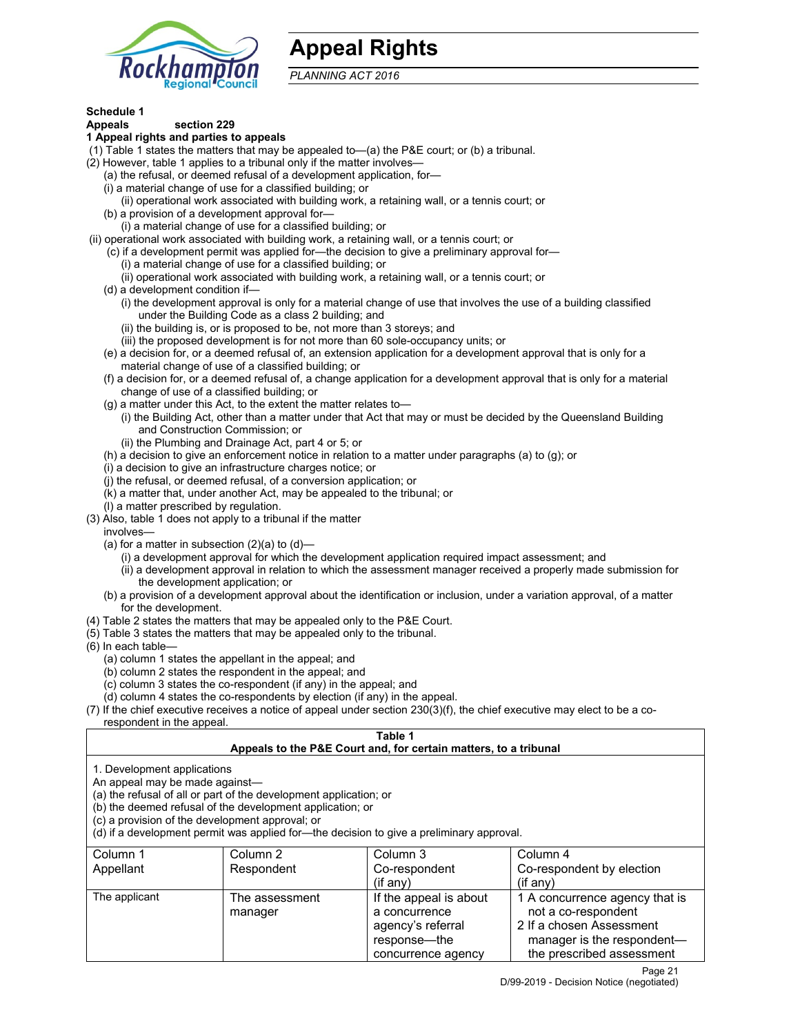# Appeal Rights

*PLANNING ACT 2016*

**Schedule 1**

**Appeals section 229**

**1 Appeal rights and parties to appeals**

(1) Table 1 states the matters that may be appealed to—(a) the P&E court; or (b) a tribunal.

(2) However, table 1 applies to a tribunal only if the matter involves—

(a) the refusal, or deemed refusal of a development application, for—

(i) a material change of use for a classified building; or

(ii) operational work associated with building work, a retaining wall, or a tennis court; or

(b) a provision of a development approval for—

(i) a material change of use for a classified building; or

(ii) operational work associated with building work, a retaining wall, or a tennis court; or

(c) if a development permit was applied for—the decision to give a preliminary approval for—

(i) a material change of use for a classified building; or

(ii) operational work associated with building work, a retaining wall, or a tennis court; or

(d) a development condition if—

(i) the development approval is only for a material change of use that involves the use of a building classified under the Building Code as a class 2 building; and

(ii) the building is, or is proposed to be, not more than 3 storeys; and

(iii) the proposed development is for not more than 60 sole-occupancy units; or

(e) a decision for, or a deemed refusal of, an extension application for a development approval that is only for a material change of use of a classified building; or

(f) a decision for, or a deemed refusal of, a change application for a development approval that is only for a material change of use of a classified building; or

(g) a matter under this Act, to the extent the matter relates to—

(i) the Building Act, other than a matter under that Act that may or must be decided by the Queensland Building and Construction Commission; or

(ii) the Plumbing and Drainage Act, part 4 or 5; or

(h) a decision to give an enforcement notice in relation to a matter under paragraphs (a) to (g); or

(i) a decision to give an infrastructure charges notice; or

(j) the refusal, or deemed refusal, of a conversion application; or

(k) a matter that, under another Act, may be appealed to the tribunal; or

(l) a matter prescribed by regulation.

(3) Also, table 1 does not apply to a tribunal if the matter involves—

(a) for a matter in subsection (2)(a) to (d)—

(i) a development approval for which the development application required impact assessment; and

(ii) a development approval in relation to which the assessment manager received a properly made submission for the development application; or

(b) a provision of a development approval about the identification or inclusion, under a variation approval, of a matter for the development.

(4) Table 2 states the matters that may be appealed only to the P&E Court.

(5) Table 3 states the matters that may be appealed only to the tribunal.

(6) In each table—

(a) column 1 states the appellant in the appeal; and

(b) column 2 states the respondent in the appeal; and

(c) column 3 states the co-respondent (if any) in the appeal; and

(d) column 4 states the co-respondents by election (if any) in the appeal.

(7) If the chief executive receives a notice of appeal under section 230(3)(f), the chief executive may elect to be a co-respondent in the appeal.

**Table 1**
**Appeals to the P&E Court and, for certain matters, to a tribunal**

1. Development applications

An appeal may be made against—

(a) the refusal of all or part of the development application; or

(b) the deemed refusal of the development application; or

(c) a provision of the development approval; or

(d) if a development permit was applied for—the decision to give a preliminary approval.

| Column 1<br>Appellant | Column 2<br>Respondent | Column 3<br>Co-respondent<br>(if any) | Column 4<br>Co-respondent by election<br>(if any) |
|---|---|---|---|
| The applicant | The assessment manager | If the appeal is about a concurrence agency's referral response—the concurrence agency | 1 A concurrence agency that is not a co-respondent<br>2 If a chosen Assessment manager is the respondent—the prescribed assessment |

D/99-2019 - Decision Notice (negotiated)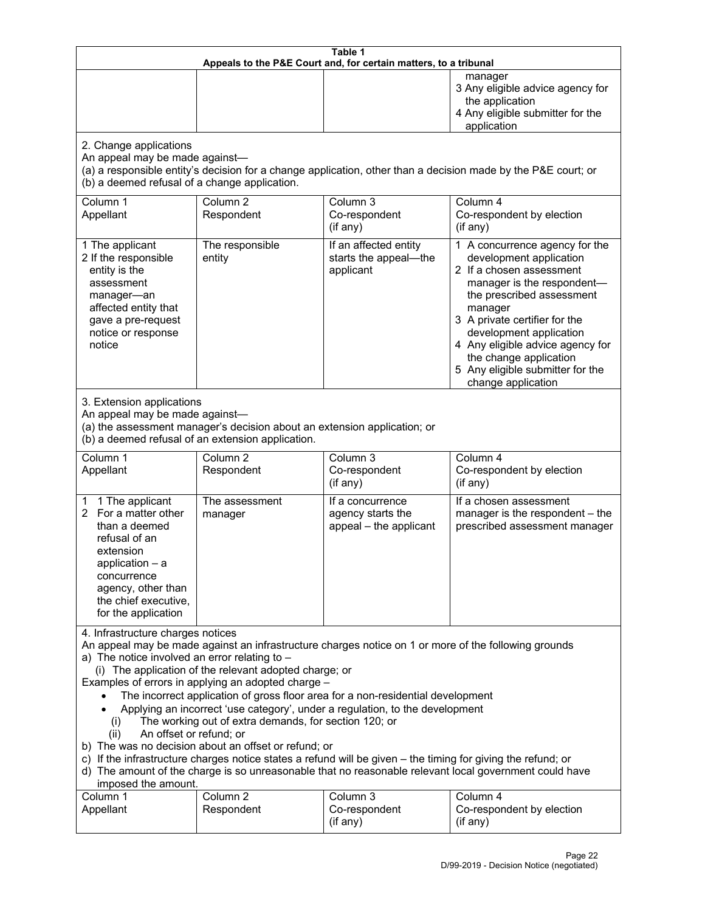| Table 1<br>Appeals to the P&E Court and, for certain matters, to a tribunal | | | |
|---|---|---|---|
| | | | manager<br>3 Any eligible advice agency for the application<br>4 Any eligible submitter for the application |
| 2. Change applications<br>An appeal may be made against—<br>(a) a responsible entity's decision for a change application, other than a decision made by the P&E court; or<br>(b) a deemed refusal of a change application. | | | |
| Column 1<br>Appellant | Column 2<br>Respondent | Column 3<br>Co-respondent<br>(if any) | Column 4<br>Co-respondent by election<br>(if any) |
| 1 The applicant<br>2 If the responsible entity is the assessment manager—an affected entity that gave a pre-request notice or response notice | The responsible entity | If an affected entity starts the appeal—the applicant | 1 A concurrence agency for the development application<br>2 If a chosen assessment manager is the respondent—the prescribed assessment manager<br>3 A private certifier for the development application<br>4 Any eligible advice agency for the change application<br>5 Any eligible submitter for the change application |
| 3. Extension applications<br>An appeal may be made against—<br>(a) the assessment manager's decision about an extension application; or<br>(b) a deemed refusal of an extension application. | | | |
| Column 1<br>Appellant | Column 2<br>Respondent | Column 3<br>Co-respondent<br>(if any) | Column 4<br>Co-respondent by election<br>(if any) |
| 1 1 The applicant<br>2 For a matter other than a deemed refusal of an extension application – a concurrence agency, other than the chief executive, for the application | The assessment manager | If a concurrence agency starts the appeal – the applicant | If a chosen assessment manager is the respondent – the prescribed assessment manager |
| 4. Infrastructure charges notices<br>An appeal may be made against an infrastructure charges notice on 1 or more of the following grounds<br>a) The notice involved an error relating to –<br>(i) The application of the relevant adopted charge; or<br>Examples of errors in applying an adopted charge –<br>• The incorrect application of gross floor area for a non-residential development<br>• Applying an incorrect 'use category', under a regulation, to the development<br>(i) The working out of extra demands, for section 120; or<br>(ii) An offset or refund; or<br>b) The was no decision about an offset or refund; or<br>c) If the infrastructure charges notice states a refund will be given – the timing for giving the refund; or<br>d) The amount of the charge is so unreasonable that no reasonable relevant local government could have imposed the amount. | | | |
| Column 1<br>Appellant | Column 2<br>Respondent | Column 3<br>Co-respondent<br>(if any) | Column 4<br>Co-respondent by election<br>(if any) |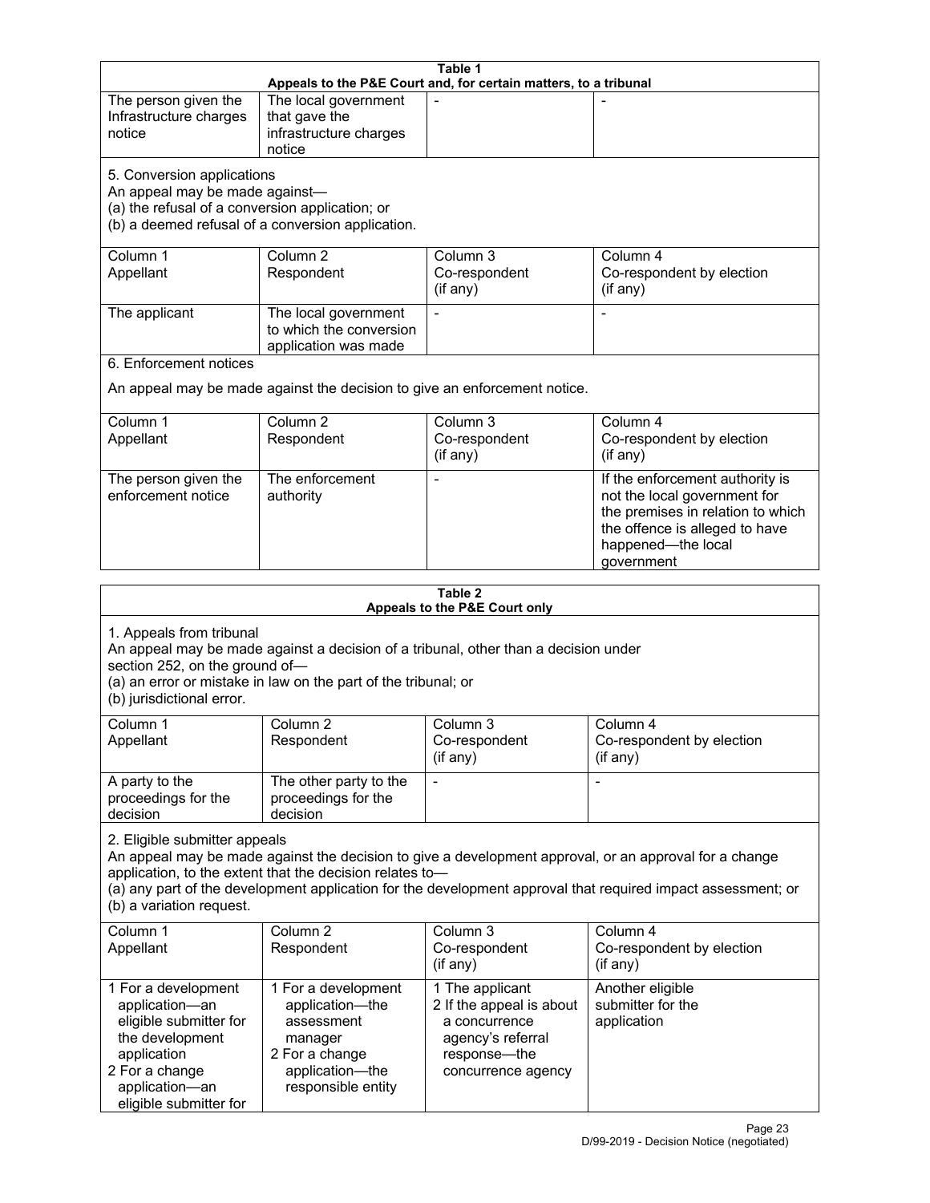**Table 1**
**Appeals to the P&E Court and, for certain matters, to a tribunal**

| | | | |
|---|---|---|---|
| The person given the Infrastructure charges notice | The local government that gave the infrastructure charges notice | - | - |

5. Conversion applications
An appeal may be made against—
(a) the refusal of a conversion application; or
(b) a deemed refusal of a conversion application.

| Column 1 Appellant | Column 2 Respondent | Column 3 Co-respondent (if any) | Column 4 Co-respondent by election (if any) |
|---|---|---|---|
| The applicant | The local government to which the conversion application was made | - | - |

6. Enforcement notices

An appeal may be made against the decision to give an enforcement notice.

| Column 1 Appellant | Column 2 Respondent | Column 3 Co-respondent (if any) | Column 4 Co-respondent by election (if any) |
|---|---|---|---|
| The person given the enforcement notice | The enforcement authority | - | If the enforcement authority is not the local government for the premises in relation to which the offence is alleged to have happened—the local government |

**Table 2**
**Appeals to the P&E Court only**

1. Appeals from tribunal
An appeal may be made against a decision of a tribunal, other than a decision under section 252, on the ground of—
(a) an error or mistake in law on the part of the tribunal; or
(b) jurisdictional error.

| Column 1 Appellant | Column 2 Respondent | Column 3 Co-respondent (if any) | Column 4 Co-respondent by election (if any) |
|---|---|---|---|
| A party to the proceedings for the decision | The other party to the proceedings for the decision | - | - |

2. Eligible submitter appeals
An appeal may be made against the decision to give a development approval, or an approval for a change application, to the extent that the decision relates to—
(a) any part of the development application for the development approval that required impact assessment; or
(b) a variation request.

| Column 1 Appellant | Column 2 Respondent | Column 3 Co-respondent (if any) | Column 4 Co-respondent by election (if any) |
|---|---|---|---|
| 1 For a development application—an eligible submitter for the development application<br>2 For a change application—an eligible submitter for | 1 For a development application—the assessment manager<br>2 For a change application—the responsible entity | 1 The applicant<br>2 If the appeal is about a concurrence agency's referral response—the concurrence agency | Another eligible submitter for the application |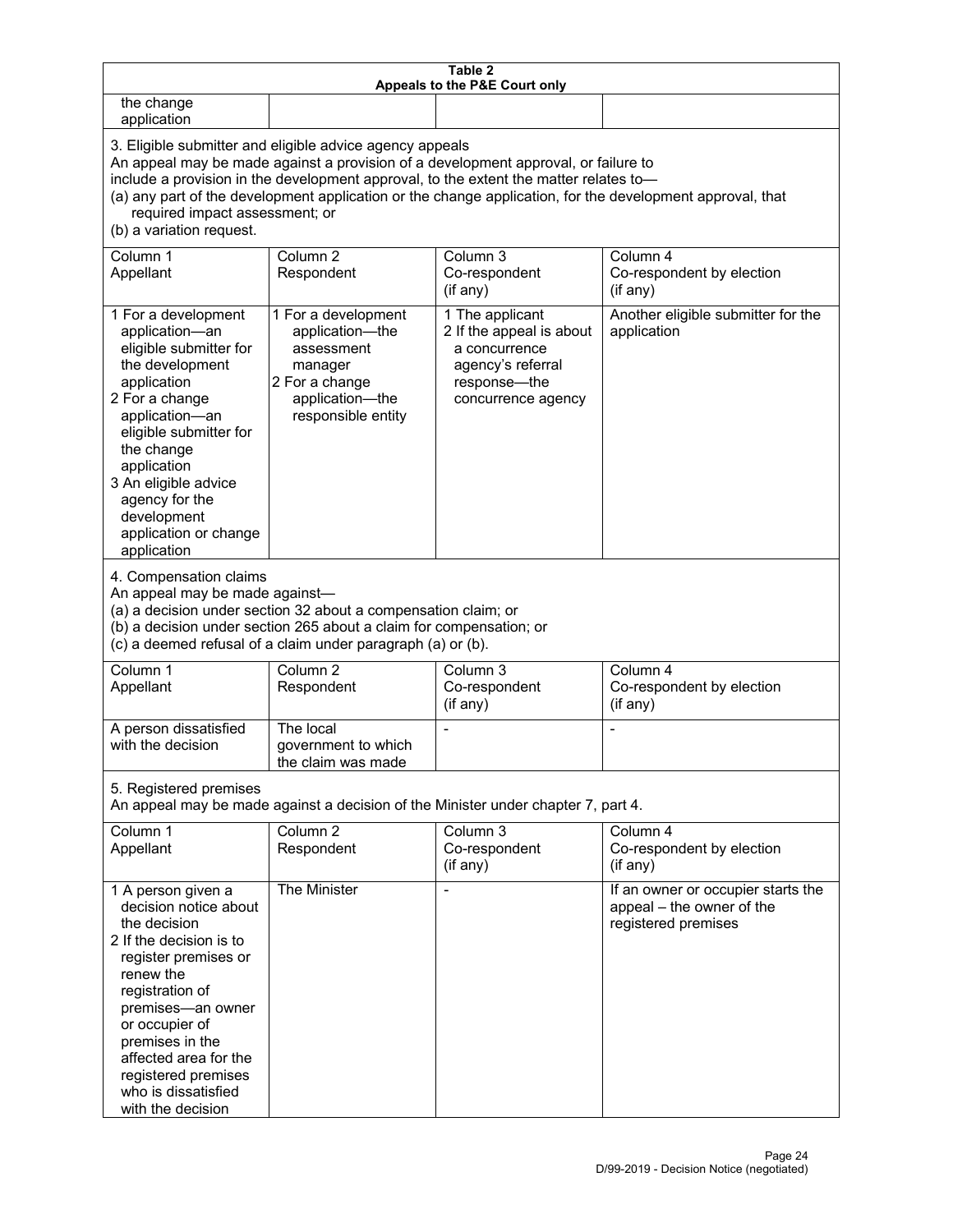**Table 2**
**Appeals to the P&E Court only**

| | | | |
|---|---|---|---|
| the change application | | | |

3. Eligible submitter and eligible advice agency appeals
An appeal may be made against a provision of a development approval, or failure to include a provision in the development approval, to the extent the matter relates to—
(a) any part of the development application or the change application, for the development approval, that required impact assessment; or
(b) a variation request.

| Column 1<br>Appellant | Column 2<br>Respondent | Column 3<br>Co-respondent<br>(if any) | Column 4<br>Co-respondent by election<br>(if any) |
|---|---|---|---|
| 1 For a development application—an eligible submitter for the development application<br>2 For a change application—an eligible submitter for the change application<br>3 An eligible advice agency for the development application or change application | 1 For a development application—the assessment manager<br>2 For a change application—the responsible entity | 1 The applicant<br>2 If the appeal is about a concurrence agency's referral response—the concurrence agency | Another eligible submitter for the application |

4. Compensation claims
An appeal may be made against—
(a) a decision under section 32 about a compensation claim; or
(b) a decision under section 265 about a claim for compensation; or
(c) a deemed refusal of a claim under paragraph (a) or (b).

| Column 1<br>Appellant | Column 2<br>Respondent | Column 3<br>Co-respondent<br>(if any) | Column 4<br>Co-respondent by election<br>(if any) |
|---|---|---|---|
| A person dissatisfied with the decision | The local government to which the claim was made | - | - |

5. Registered premises
An appeal may be made against a decision of the Minister under chapter 7, part 4.

| Column 1<br>Appellant | Column 2<br>Respondent | Column 3<br>Co-respondent<br>(if any) | Column 4<br>Co-respondent by election<br>(if any) |
|---|---|---|---|
| 1 A person given a decision notice about the decision<br>2 If the decision is to register premises or renew the registration of premises—an owner or occupier of premises in the affected area for the registered premises who is dissatisfied with the decision | The Minister | - | If an owner or occupier starts the appeal – the owner of the registered premises |

D/99-2019 - Decision Notice (negotiated)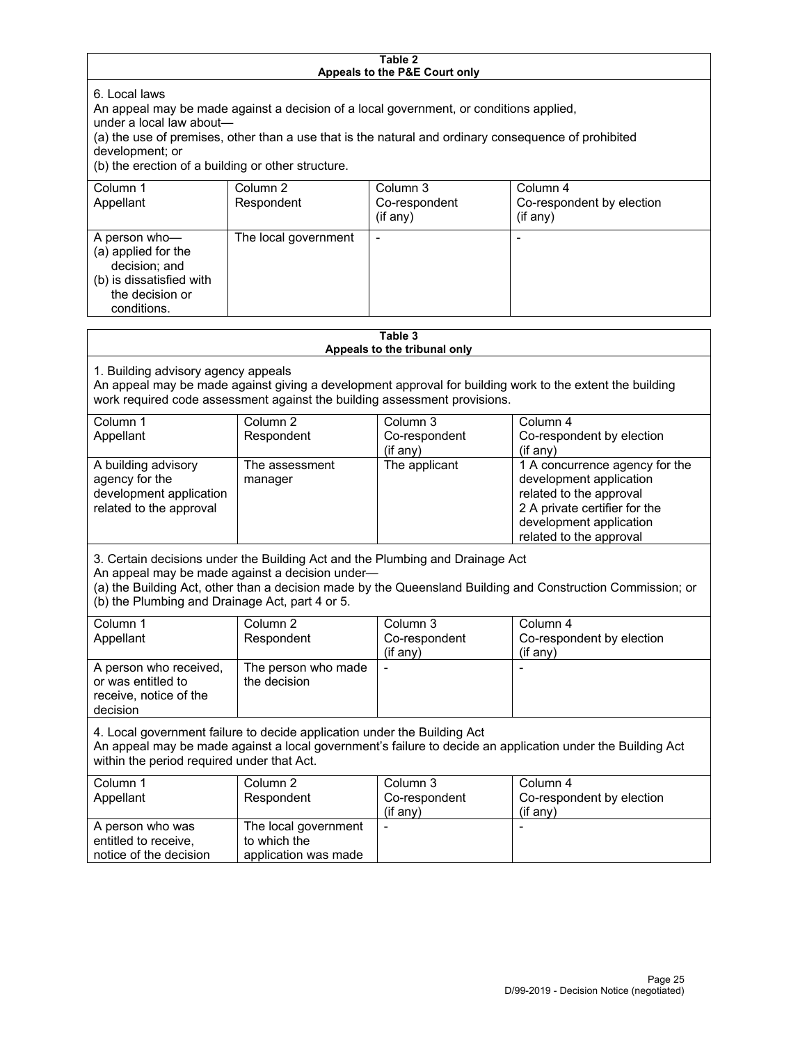**Table 2**
**Appeals to the P&E Court only**

6. Local laws
An appeal may be made against a decision of a local government, or conditions applied, under a local law about—
(a) the use of premises, other than a use that is the natural and ordinary consequence of prohibited development; or
(b) the erection of a building or other structure.

| Column 1<br>Appellant | Column 2<br>Respondent | Column 3<br>Co-respondent<br>(if any) | Column 4<br>Co-respondent by election<br>(if any) |
|---|---|---|---|
| A person who—<br>(a) applied for the decision; and<br>(b) is dissatisfied with the decision or conditions. | The local government | - | - |

**Table 3**
**Appeals to the tribunal only**

1. Building advisory agency appeals
An appeal may be made against giving a development approval for building work to the extent the building work required code assessment against the building assessment provisions.

| Column 1<br>Appellant | Column 2<br>Respondent | Column 3<br>Co-respondent<br>(if any) | Column 4<br>Co-respondent by election<br>(if any) |
|---|---|---|---|
| A building advisory agency for the development application related to the approval | The assessment manager | The applicant | 1 A concurrence agency for the development application related to the approval<br>2 A private certifier for the development application related to the approval |

3. Certain decisions under the Building Act and the Plumbing and Drainage Act
An appeal may be made against a decision under—
(a) the Building Act, other than a decision made by the Queensland Building and Construction Commission; or
(b) the Plumbing and Drainage Act, part 4 or 5.

| Column 1<br>Appellant | Column 2<br>Respondent | Column 3<br>Co-respondent<br>(if any) | Column 4<br>Co-respondent by election<br>(if any) |
|---|---|---|---|
| A person who received, or was entitled to receive, notice of the decision | The person who made the decision | - | - |

4. Local government failure to decide application under the Building Act
An appeal may be made against a local government's failure to decide an application under the Building Act within the period required under that Act.

| Column 1<br>Appellant | Column 2<br>Respondent | Column 3<br>Co-respondent<br>(if any) | Column 4<br>Co-respondent by election<br>(if any) |
|---|---|---|---|
| A person who was entitled to receive, notice of the decision | The local government to which the application was made | - | - |

D/99-2019 - Decision Notice (negotiated)